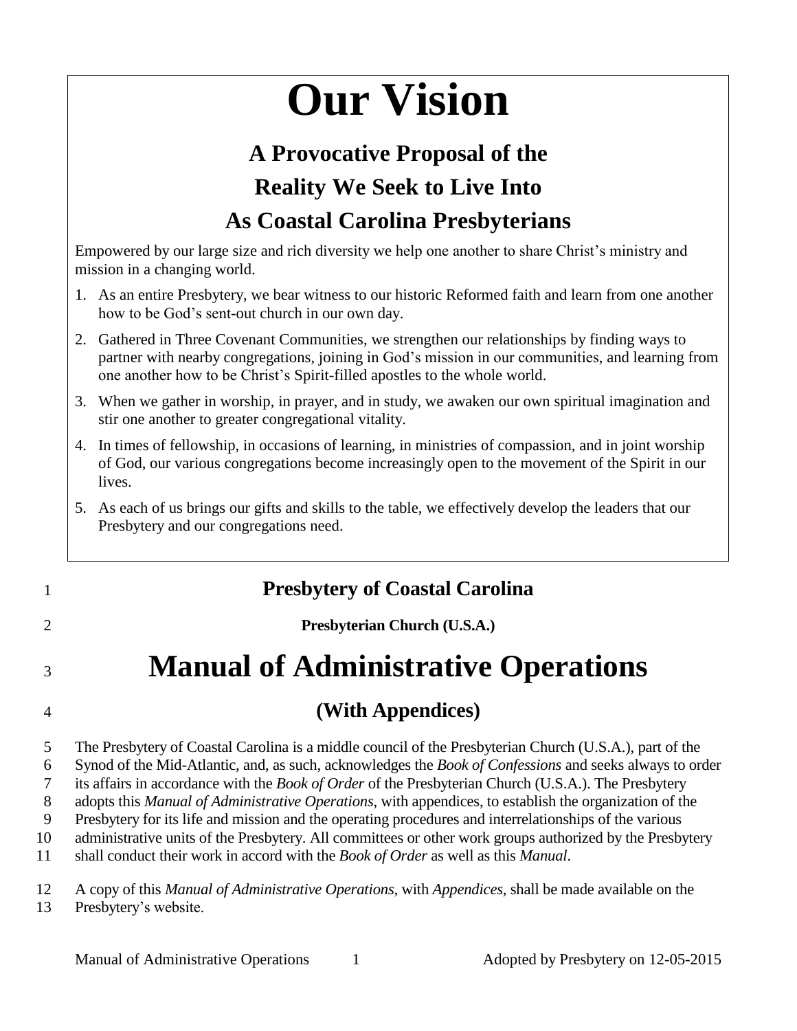# Our Vision

## A Provocative Proposal of the Reality We Seek to Live Into As Coastal Carolina Presbyterians

Empowered by our large size and rich diversity we help one another to share Christ's ministry and mission in a changing world.

1. As an entire Presbytery, we bear witness to our historic Reformed faith and learn from one another how to be God's sent-out church in our own day.
2. Gathered in Three Covenant Communities, we strengthen our relationships by finding ways to partner with nearby congregations, joining in God's mission in our communities, and learning from one another how to be Christ's Spirit-filled apostles to the whole world.
3. When we gather in worship, in prayer, and in study, we awaken our own spiritual imagination and stir one another to greater congregational vitality.
4. In times of fellowship, in occasions of learning, in ministries of compassion, and in joint worship of God, our various congregations become increasingly open to the movement of the Spirit in our lives.
5. As each of us brings our gifts and skills to the table, we effectively develop the leaders that our Presbytery and our congregations need.

## Presbytery of Coastal Carolina

**Presbyterian Church (U.S.A.)**

# Manual of Administrative Operations

## (With Appendices)

The Presbytery of Coastal Carolina is a middle council of the Presbyterian Church (U.S.A.), part of the Synod of the Mid-Atlantic, and, as such, acknowledges the *Book of Confessions* and seeks always to order its affairs in accordance with the *Book of Order* of the Presbyterian Church (U.S.A.). The Presbytery adopts this *Manual of Administrative Operations*, with appendices, to establish the organization of the Presbytery for its life and mission and the operating procedures and interrelationships of the various administrative units of the Presbytery. All committees or other work groups authorized by the Presbytery shall conduct their work in accord with the *Book of Order* as well as this *Manual*.

A copy of this *Manual of Administrative Operations*, with *Appendices*, shall be made available on the Presbytery's website.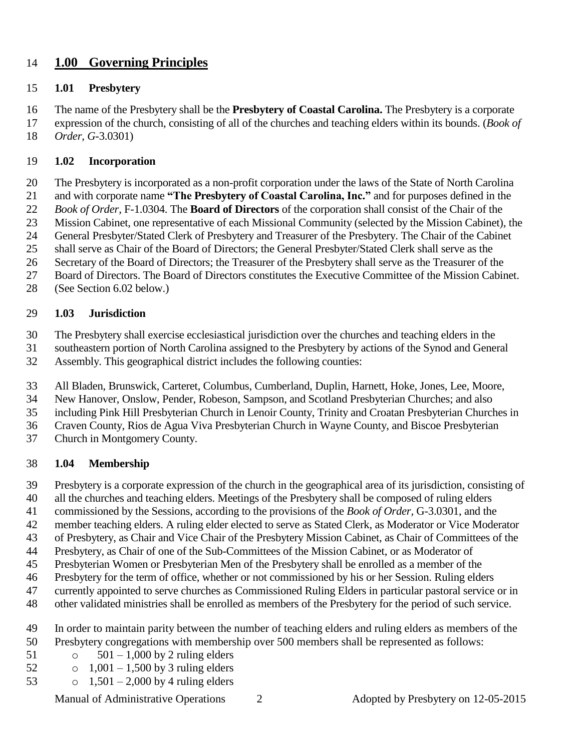## 1.00 Governing Principles

### 1.01 Presbytery

The name of the Presbytery shall be the **Presbytery of Coastal Carolina.** The Presbytery is a corporate expression of the church, consisting of all of the churches and teaching elders within its bounds. (*Book of Order, G*-3.0301)

### 1.02 Incorporation

The Presbytery is incorporated as a non-profit corporation under the laws of the State of North Carolina and with corporate name **"The Presbytery of Coastal Carolina, Inc."** and for purposes defined in the *Book of Order,* F-1.0304. The **Board of Directors** of the corporation shall consist of the Chair of the Mission Cabinet, one representative of each Missional Community (selected by the Mission Cabinet), the General Presbyter/Stated Clerk of Presbytery and Treasurer of the Presbytery. The Chair of the Cabinet shall serve as Chair of the Board of Directors; the General Presbyter/Stated Clerk shall serve as the Secretary of the Board of Directors; the Treasurer of the Presbytery shall serve as the Treasurer of the Board of Directors. The Board of Directors constitutes the Executive Committee of the Mission Cabinet. (See Section 6.02 below.)

### 1.03 Jurisdiction

The Presbytery shall exercise ecclesiastical jurisdiction over the churches and teaching elders in the southeastern portion of North Carolina assigned to the Presbytery by actions of the Synod and General Assembly. This geographical district includes the following counties:

All Bladen, Brunswick, Carteret, Columbus, Cumberland, Duplin, Harnett, Hoke, Jones, Lee, Moore, New Hanover, Onslow, Pender, Robeson, Sampson, and Scotland Presbyterian Churches; and also including Pink Hill Presbyterian Church in Lenoir County, Trinity and Croatan Presbyterian Churches in Craven County, Rios de Agua Viva Presbyterian Church in Wayne County, and Biscoe Presbyterian Church in Montgomery County.

### 1.04 Membership

Presbytery is a corporate expression of the church in the geographical area of its jurisdiction, consisting of all the churches and teaching elders. Meetings of the Presbytery shall be composed of ruling elders commissioned by the Sessions, according to the provisions of the *Book of Order,* G-3.0301, and the member teaching elders. A ruling elder elected to serve as Stated Clerk, as Moderator or Vice Moderator of Presbytery, as Chair and Vice Chair of the Presbytery Mission Cabinet, as Chair of Committees of the Presbytery, as Chair of one of the Sub-Committees of the Mission Cabinet, or as Moderator of Presbyterian Women or Presbyterian Men of the Presbytery shall be enrolled as a member of the Presbytery for the term of office, whether or not commissioned by his or her Session. Ruling elders currently appointed to serve churches as Commissioned Ruling Elders in particular pastoral service or in other validated ministries shall be enrolled as members of the Presbytery for the period of such service.

In order to maintain parity between the number of teaching elders and ruling elders as members of the Presbytery congregations with membership over 500 members shall be represented as follows:

- 501 – 1,000 by 2 ruling elders
- 1,001 – 1,500 by 3 ruling elders
- 1,501 – 2,000 by 4 ruling elders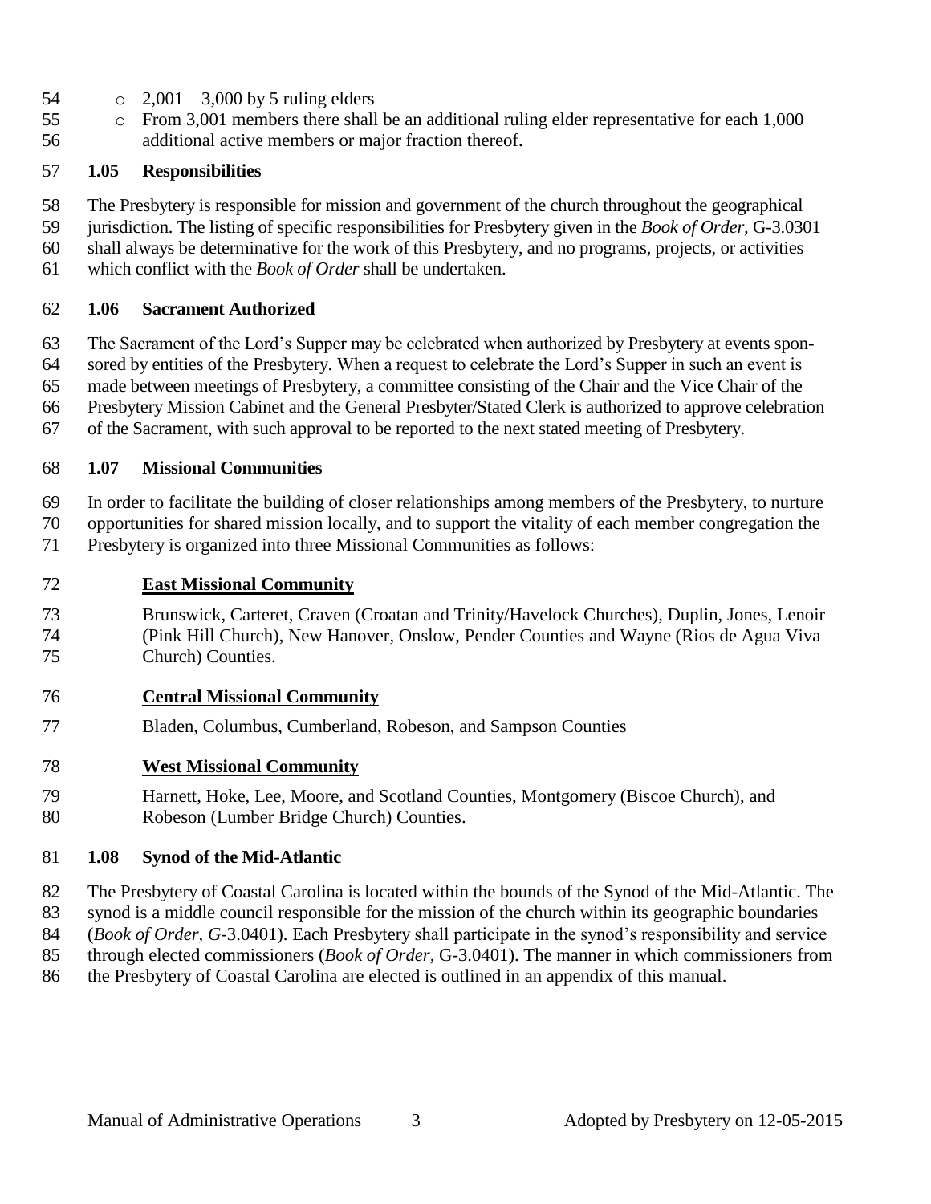- 2,001 – 3,000 by 5 ruling elders
- From 3,001 members there shall be an additional ruling elder representative for each 1,000 additional active members or major fraction thereof.

### 1.05 Responsibilities

The Presbytery is responsible for mission and government of the church throughout the geographical jurisdiction. The listing of specific responsibilities for Presbytery given in the *Book of Order*, G-3.0301 shall always be determinative for the work of this Presbytery, and no programs, projects, or activities which conflict with the *Book of Order* shall be undertaken.

### 1.06 Sacrament Authorized

The Sacrament of the Lord's Supper may be celebrated when authorized by Presbytery at events sponsored by entities of the Presbytery. When a request to celebrate the Lord's Supper in such an event is made between meetings of Presbytery, a committee consisting of the Chair and the Vice Chair of the Presbytery Mission Cabinet and the General Presbyter/Stated Clerk is authorized to approve celebration of the Sacrament, with such approval to be reported to the next stated meeting of Presbytery.

### 1.07 Missional Communities

In order to facilitate the building of closer relationships among members of the Presbytery, to nurture opportunities for shared mission locally, and to support the vitality of each member congregation the Presbytery is organized into three Missional Communities as follows:

**East Missional Community**

Brunswick, Carteret, Craven (Croatan and Trinity/Havelock Churches), Duplin, Jones, Lenoir (Pink Hill Church), New Hanover, Onslow, Pender Counties and Wayne (Rios de Agua Viva Church) Counties.

**Central Missional Community**

Bladen, Columbus, Cumberland, Robeson, and Sampson Counties

**West Missional Community**

Harnett, Hoke, Lee, Moore, and Scotland Counties, Montgomery (Biscoe Church), and Robeson (Lumber Bridge Church) Counties.

### 1.08 Synod of the Mid-Atlantic

The Presbytery of Coastal Carolina is located within the bounds of the Synod of the Mid-Atlantic. The synod is a middle council responsible for the mission of the church within its geographic boundaries (*Book of Order, G*-3.0401). Each Presbytery shall participate in the synod's responsibility and service through elected commissioners (*Book of Order*, G-3.0401). The manner in which commissioners from the Presbytery of Coastal Carolina are elected is outlined in an appendix of this manual.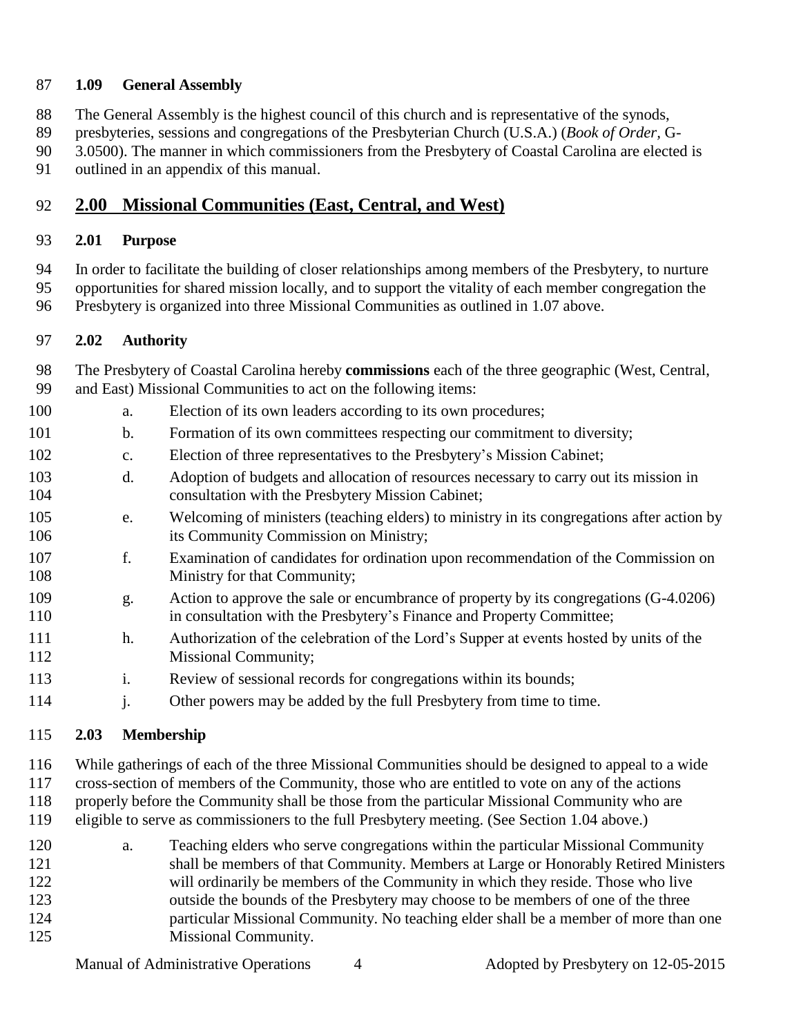### 1.09 General Assembly

The General Assembly is the highest council of this church and is representative of the synods, presbyteries, sessions and congregations of the Presbyterian Church (U.S.A.) (*Book of Order*, G-3.0500). The manner in which commissioners from the Presbytery of Coastal Carolina are elected is outlined in an appendix of this manual.

## 2.00 Missional Communities (East, Central, and West)

### 2.01 Purpose

In order to facilitate the building of closer relationships among members of the Presbytery, to nurture opportunities for shared mission locally, and to support the vitality of each member congregation the Presbytery is organized into three Missional Communities as outlined in 1.07 above.

### 2.02 Authority

The Presbytery of Coastal Carolina hereby **commissions** each of the three geographic (West, Central, and East) Missional Communities to act on the following items:

a. Election of its own leaders according to its own procedures;

b. Formation of its own committees respecting our commitment to diversity;

c. Election of three representatives to the Presbytery's Mission Cabinet;

d. Adoption of budgets and allocation of resources necessary to carry out its mission in consultation with the Presbytery Mission Cabinet;

e. Welcoming of ministers (teaching elders) to ministry in its congregations after action by its Community Commission on Ministry;

f. Examination of candidates for ordination upon recommendation of the Commission on Ministry for that Community;

g. Action to approve the sale or encumbrance of property by its congregations (G-4.0206) in consultation with the Presbytery's Finance and Property Committee;

h. Authorization of the celebration of the Lord's Supper at events hosted by units of the Missional Community;

i. Review of sessional records for congregations within its bounds;

j. Other powers may be added by the full Presbytery from time to time.

### 2.03 Membership

While gatherings of each of the three Missional Communities should be designed to appeal to a wide cross-section of members of the Community, those who are entitled to vote on any of the actions properly before the Community shall be those from the particular Missional Community who are eligible to serve as commissioners to the full Presbytery meeting. (See Section 1.04 above.)

a. Teaching elders who serve congregations within the particular Missional Community shall be members of that Community. Members at Large or Honorably Retired Ministers will ordinarily be members of the Community in which they reside. Those who live outside the bounds of the Presbytery may choose to be members of one of the three particular Missional Community. No teaching elder shall be a member of more than one Missional Community.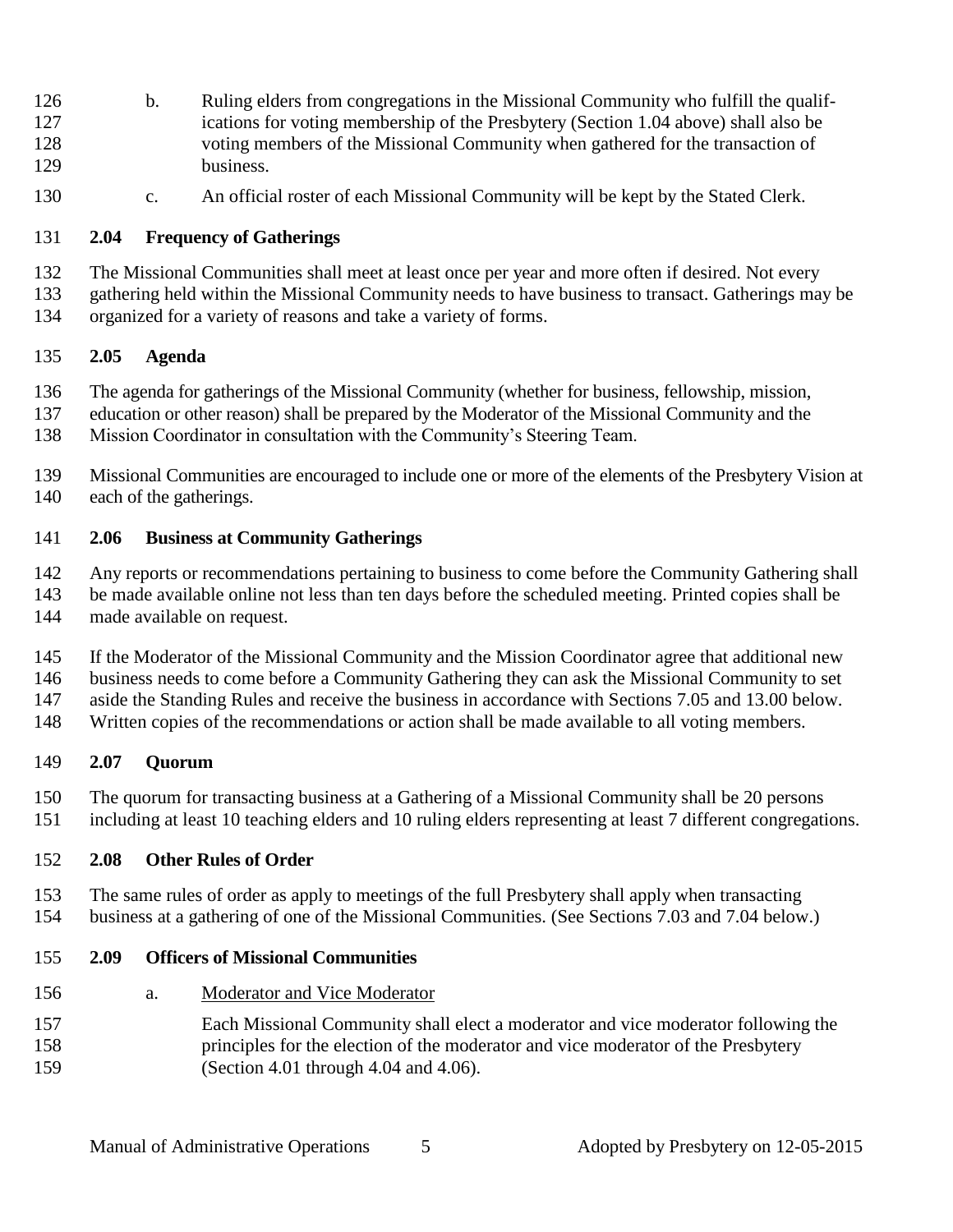b. Ruling elders from congregations in the Missional Community who fulfill the qualifications for voting membership of the Presbytery (Section 1.04 above) shall also be voting members of the Missional Community when gathered for the transaction of business.

c. An official roster of each Missional Community will be kept by the Stated Clerk.

### 2.04 Frequency of Gatherings

The Missional Communities shall meet at least once per year and more often if desired. Not every gathering held within the Missional Community needs to have business to transact. Gatherings may be organized for a variety of reasons and take a variety of forms.

### 2.05 Agenda

The agenda for gatherings of the Missional Community (whether for business, fellowship, mission, education or other reason) shall be prepared by the Moderator of the Missional Community and the Mission Coordinator in consultation with the Community's Steering Team.

Missional Communities are encouraged to include one or more of the elements of the Presbytery Vision at each of the gatherings.

### 2.06 Business at Community Gatherings

Any reports or recommendations pertaining to business to come before the Community Gathering shall be made available online not less than ten days before the scheduled meeting. Printed copies shall be made available on request.

If the Moderator of the Missional Community and the Mission Coordinator agree that additional new business needs to come before a Community Gathering they can ask the Missional Community to set aside the Standing Rules and receive the business in accordance with Sections 7.05 and 13.00 below. Written copies of the recommendations or action shall be made available to all voting members.

### 2.07 Quorum

The quorum for transacting business at a Gathering of a Missional Community shall be 20 persons including at least 10 teaching elders and 10 ruling elders representing at least 7 different congregations.

### 2.08 Other Rules of Order

The same rules of order as apply to meetings of the full Presbytery shall apply when transacting business at a gathering of one of the Missional Communities. (See Sections 7.03 and 7.04 below.)

### 2.09 Officers of Missional Communities

a. Moderator and Vice Moderator

Each Missional Community shall elect a moderator and vice moderator following the principles for the election of the moderator and vice moderator of the Presbytery (Section 4.01 through 4.04 and 4.06).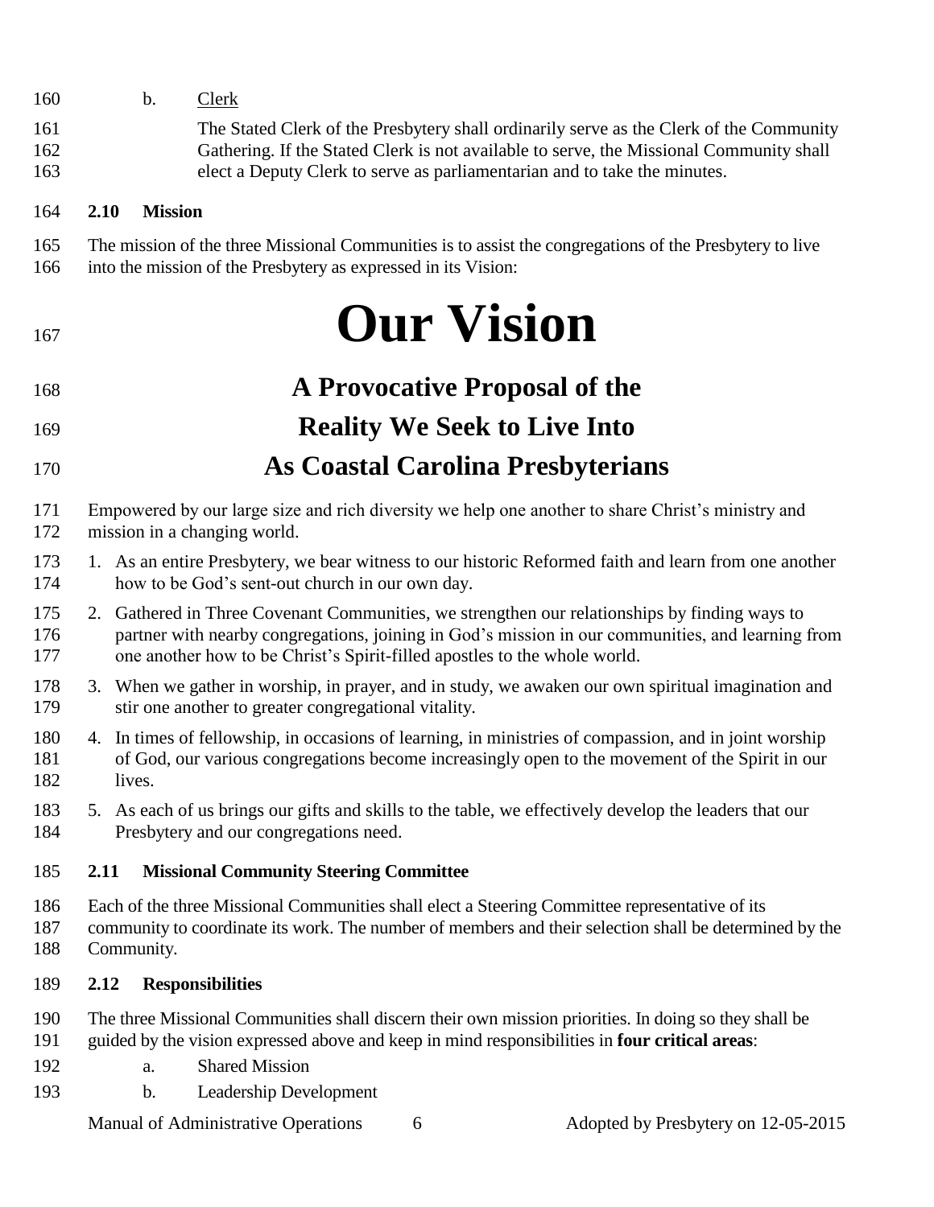b. Clerk

The Stated Clerk of the Presbytery shall ordinarily serve as the Clerk of the Community Gathering. If the Stated Clerk is not available to serve, the Missional Community shall elect a Deputy Clerk to serve as parliamentarian and to take the minutes.

**2.10 Mission**

The mission of the three Missional Communities is to assist the congregations of the Presbytery to live into the mission of the Presbytery as expressed in its Vision:

# Our Vision

## A Provocative Proposal of the Reality We Seek to Live Into As Coastal Carolina Presbyterians

Empowered by our large size and rich diversity we help one another to share Christ's ministry and mission in a changing world.

1. As an entire Presbytery, we bear witness to our historic Reformed faith and learn from one another how to be God's sent-out church in our own day.
2. Gathered in Three Covenant Communities, we strengthen our relationships by finding ways to partner with nearby congregations, joining in God's mission in our communities, and learning from one another how to be Christ's Spirit-filled apostles to the whole world.
3. When we gather in worship, in prayer, and in study, we awaken our own spiritual imagination and stir one another to greater congregational vitality.
4. In times of fellowship, in occasions of learning, in ministries of compassion, and in joint worship of God, our various congregations become increasingly open to the movement of the Spirit in our lives.
5. As each of us brings our gifts and skills to the table, we effectively develop the leaders that our Presbytery and our congregations need.

**2.11 Missional Community Steering Committee**

Each of the three Missional Communities shall elect a Steering Committee representative of its community to coordinate its work. The number of members and their selection shall be determined by the Community.

**2.12 Responsibilities**

The three Missional Communities shall discern their own mission priorities. In doing so they shall be guided by the vision expressed above and keep in mind responsibilities in **four critical areas**:

a. Shared Mission

b. Leadership Development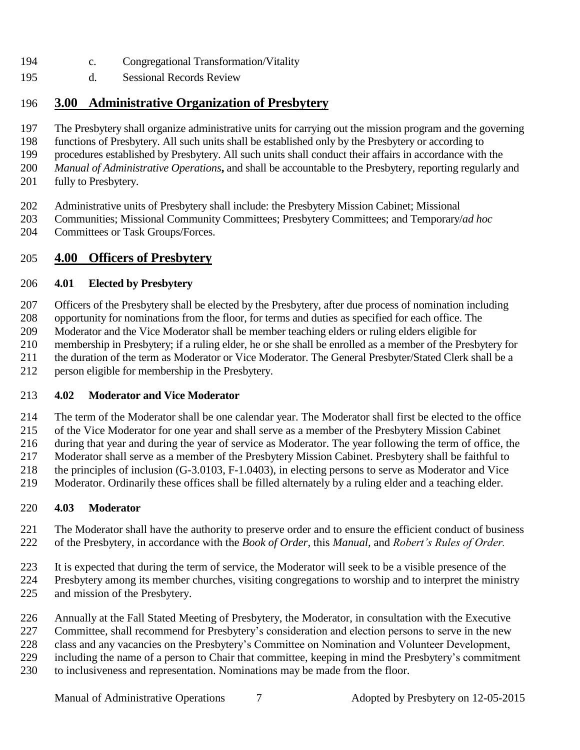c. Congregational Transformation/Vitality

d. Sessional Records Review

## **3.00 Administrative Organization of Presbytery**

The Presbytery shall organize administrative units for carrying out the mission program and the governing functions of Presbytery. All such units shall be established only by the Presbytery or according to procedures established by Presbytery. All such units shall conduct their affairs in accordance with the *Manual of Administrative Operations***,** and shall be accountable to the Presbytery, reporting regularly and fully to Presbytery.

Administrative units of Presbytery shall include: the Presbytery Mission Cabinet; Missional Communities; Missional Community Committees; Presbytery Committees; and Temporary/*ad hoc* Committees or Task Groups/Forces.

## **4.00 Officers of Presbytery**

### **4.01 Elected by Presbytery**

Officers of the Presbytery shall be elected by the Presbytery, after due process of nomination including opportunity for nominations from the floor, for terms and duties as specified for each office. The Moderator and the Vice Moderator shall be member teaching elders or ruling elders eligible for membership in Presbytery; if a ruling elder, he or she shall be enrolled as a member of the Presbytery for the duration of the term as Moderator or Vice Moderator. The General Presbyter/Stated Clerk shall be a person eligible for membership in the Presbytery.

### **4.02 Moderator and Vice Moderator**

The term of the Moderator shall be one calendar year. The Moderator shall first be elected to the office of the Vice Moderator for one year and shall serve as a member of the Presbytery Mission Cabinet during that year and during the year of service as Moderator. The year following the term of office, the Moderator shall serve as a member of the Presbytery Mission Cabinet. Presbytery shall be faithful to the principles of inclusion (G-3.0103, F-1.0403), in electing persons to serve as Moderator and Vice Moderator. Ordinarily these offices shall be filled alternately by a ruling elder and a teaching elder.

### **4.03 Moderator**

The Moderator shall have the authority to preserve order and to ensure the efficient conduct of business of the Presbytery, in accordance with the *Book of Order*, this *Manual*, and *Robert's Rules of Order.*

It is expected that during the term of service, the Moderator will seek to be a visible presence of the Presbytery among its member churches, visiting congregations to worship and to interpret the ministry and mission of the Presbytery.

Annually at the Fall Stated Meeting of Presbytery, the Moderator, in consultation with the Executive Committee, shall recommend for Presbytery's consideration and election persons to serve in the new class and any vacancies on the Presbytery's Committee on Nomination and Volunteer Development, including the name of a person to Chair that committee, keeping in mind the Presbytery's commitment to inclusiveness and representation. Nominations may be made from the floor.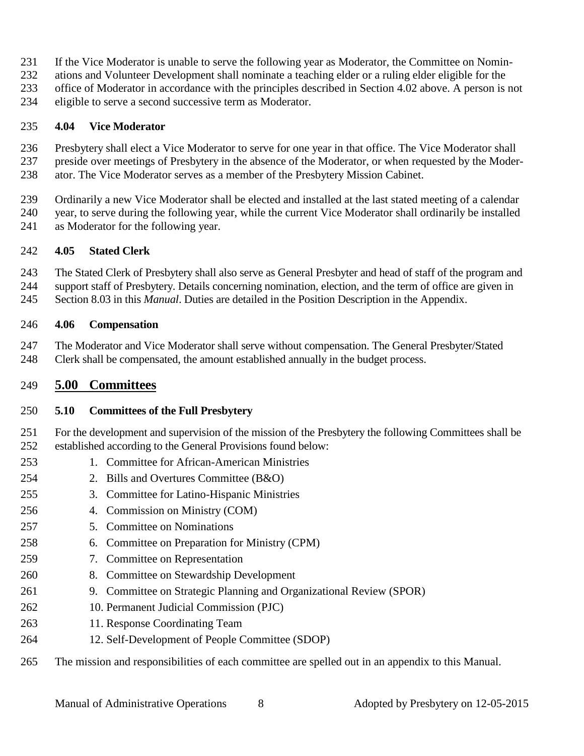If the Vice Moderator is unable to serve the following year as Moderator, the Committee on Nominations and Volunteer Development shall nominate a teaching elder or a ruling elder eligible for the office of Moderator in accordance with the principles described in Section 4.02 above. A person is not eligible to serve a second successive term as Moderator.

### 4.04 Vice Moderator

Presbytery shall elect a Vice Moderator to serve for one year in that office. The Vice Moderator shall preside over meetings of Presbytery in the absence of the Moderator, or when requested by the Moderator. The Vice Moderator serves as a member of the Presbytery Mission Cabinet.

Ordinarily a new Vice Moderator shall be elected and installed at the last stated meeting of a calendar year, to serve during the following year, while the current Vice Moderator shall ordinarily be installed as Moderator for the following year.

### 4.05 Stated Clerk

The Stated Clerk of Presbytery shall also serve as General Presbyter and head of staff of the program and support staff of Presbytery. Details concerning nomination, election, and the term of office are given in Section 8.03 in this *Manual*. Duties are detailed in the Position Description in the Appendix.

### 4.06 Compensation

The Moderator and Vice Moderator shall serve without compensation. The General Presbyter/Stated Clerk shall be compensated, the amount established annually in the budget process.

## 5.00 Committees

### 5.10 Committees of the Full Presbytery

For the development and supervision of the mission of the Presbytery the following Committees shall be established according to the General Provisions found below:

1. Committee for African-American Ministries
2. Bills and Overtures Committee (B&O)
3. Committee for Latino-Hispanic Ministries
4. Commission on Ministry (COM)
5. Committee on Nominations
6. Committee on Preparation for Ministry (CPM)
7. Committee on Representation
8. Committee on Stewardship Development
9. Committee on Strategic Planning and Organizational Review (SPOR)
10. Permanent Judicial Commission (PJC)
11. Response Coordinating Team
12. Self-Development of People Committee (SDOP)

The mission and responsibilities of each committee are spelled out in an appendix to this Manual.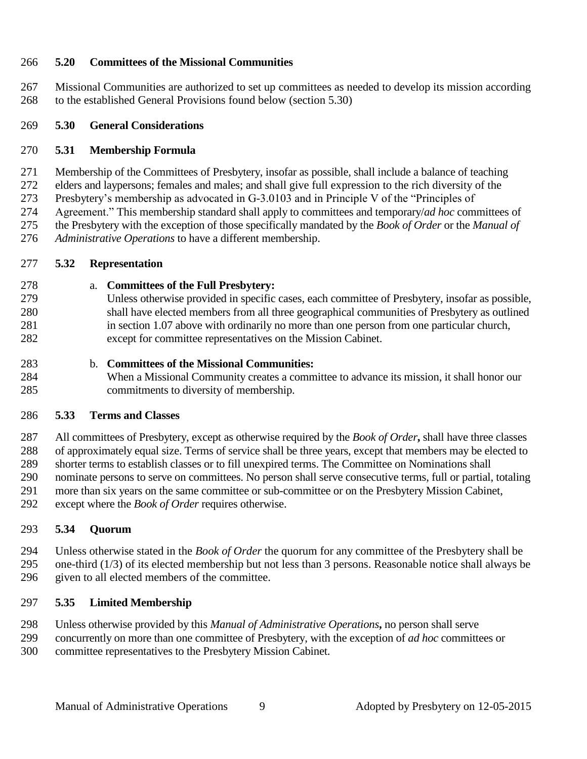### 5.20 Committees of the Missional Communities

Missional Communities are authorized to set up committees as needed to develop its mission according to the established General Provisions found below (section 5.30)

### 5.30 General Considerations

### 5.31 Membership Formula

Membership of the Committees of Presbytery, insofar as possible, shall include a balance of teaching elders and laypersons; females and males; and shall give full expression to the rich diversity of the Presbytery's membership as advocated in G-3.0103 and in Principle V of the "Principles of Agreement." This membership standard shall apply to committees and temporary/*ad hoc* committees of the Presbytery with the exception of those specifically mandated by the *Book of Order* or the *Manual of Administrative Operations* to have a different membership.

### 5.32 Representation

a. **Committees of the Full Presbytery:**
   Unless otherwise provided in specific cases, each committee of Presbytery, insofar as possible, shall have elected members from all three geographical communities of Presbytery as outlined in section 1.07 above with ordinarily no more than one person from one particular church, except for committee representatives on the Mission Cabinet.

b. **Committees of the Missional Communities:**
   When a Missional Community creates a committee to advance its mission, it shall honor our commitments to diversity of membership.

### 5.33 Terms and Classes

All committees of Presbytery, except as otherwise required by the *Book of Order***,** shall have three classes of approximately equal size. Terms of service shall be three years, except that members may be elected to shorter terms to establish classes or to fill unexpired terms. The Committee on Nominations shall nominate persons to serve on committees. No person shall serve consecutive terms, full or partial, totaling more than six years on the same committee or sub-committee or on the Presbytery Mission Cabinet, except where the *Book of Order* requires otherwise.

### 5.34 Quorum

Unless otherwise stated in the *Book of Order* the quorum for any committee of the Presbytery shall be one-third (1/3) of its elected membership but not less than 3 persons. Reasonable notice shall always be given to all elected members of the committee.

### 5.35 Limited Membership

Unless otherwise provided by this *Manual of Administrative Operations***,** no person shall serve concurrently on more than one committee of Presbytery, with the exception of *ad hoc* committees or committee representatives to the Presbytery Mission Cabinet.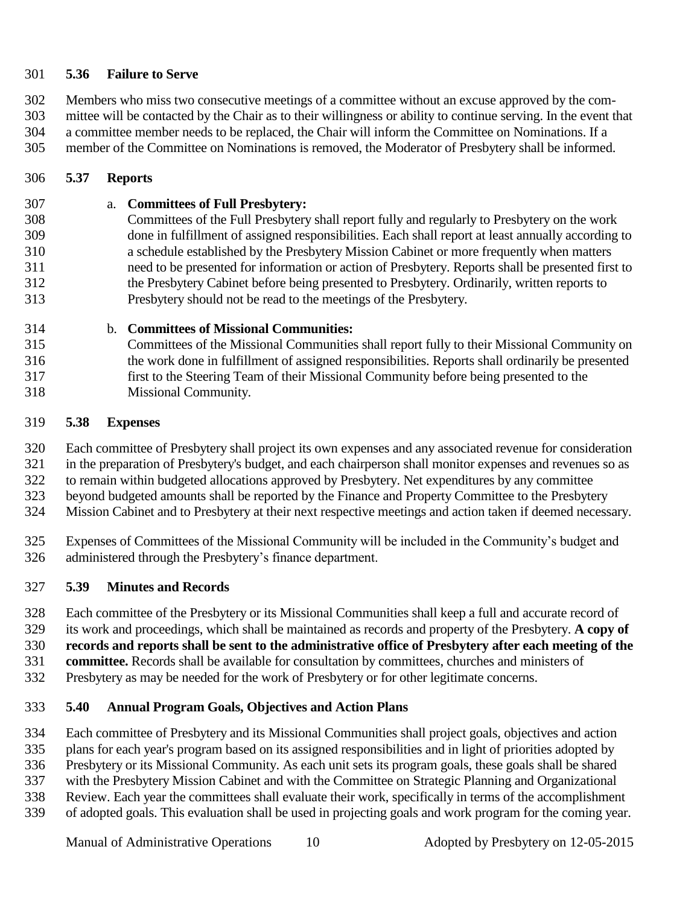### 5.36 Failure to Serve

Members who miss two consecutive meetings of a committee without an excuse approved by the committee will be contacted by the Chair as to their willingness or ability to continue serving. In the event that a committee member needs to be replaced, the Chair will inform the Committee on Nominations. If a member of the Committee on Nominations is removed, the Moderator of Presbytery shall be informed.

### 5.37 Reports

a. **Committees of Full Presbytery:**
   Committees of the Full Presbytery shall report fully and regularly to Presbytery on the work done in fulfillment of assigned responsibilities. Each shall report at least annually according to a schedule established by the Presbytery Mission Cabinet or more frequently when matters need to be presented for information or action of Presbytery. Reports shall be presented first to the Presbytery Cabinet before being presented to Presbytery. Ordinarily, written reports to Presbytery should not be read to the meetings of the Presbytery.

b. **Committees of Missional Communities:**
   Committees of the Missional Communities shall report fully to their Missional Community on the work done in fulfillment of assigned responsibilities. Reports shall ordinarily be presented first to the Steering Team of their Missional Community before being presented to the Missional Community.

### 5.38 Expenses

Each committee of Presbytery shall project its own expenses and any associated revenue for consideration in the preparation of Presbytery's budget, and each chairperson shall monitor expenses and revenues so as to remain within budgeted allocations approved by Presbytery. Net expenditures by any committee beyond budgeted amounts shall be reported by the Finance and Property Committee to the Presbytery Mission Cabinet and to Presbytery at their next respective meetings and action taken if deemed necessary.

Expenses of Committees of the Missional Community will be included in the Community's budget and administered through the Presbytery's finance department.

### 5.39 Minutes and Records

Each committee of the Presbytery or its Missional Communities shall keep a full and accurate record of its work and proceedings, which shall be maintained as records and property of the Presbytery. **A copy of records and reports shall be sent to the administrative office of Presbytery after each meeting of the committee.** Records shall be available for consultation by committees, churches and ministers of Presbytery as may be needed for the work of Presbytery or for other legitimate concerns.

### 5.40 Annual Program Goals, Objectives and Action Plans

Each committee of Presbytery and its Missional Communities shall project goals, objectives and action plans for each year's program based on its assigned responsibilities and in light of priorities adopted by Presbytery or its Missional Community. As each unit sets its program goals, these goals shall be shared with the Presbytery Mission Cabinet and with the Committee on Strategic Planning and Organizational Review. Each year the committees shall evaluate their work, specifically in terms of the accomplishment of adopted goals. This evaluation shall be used in projecting goals and work program for the coming year.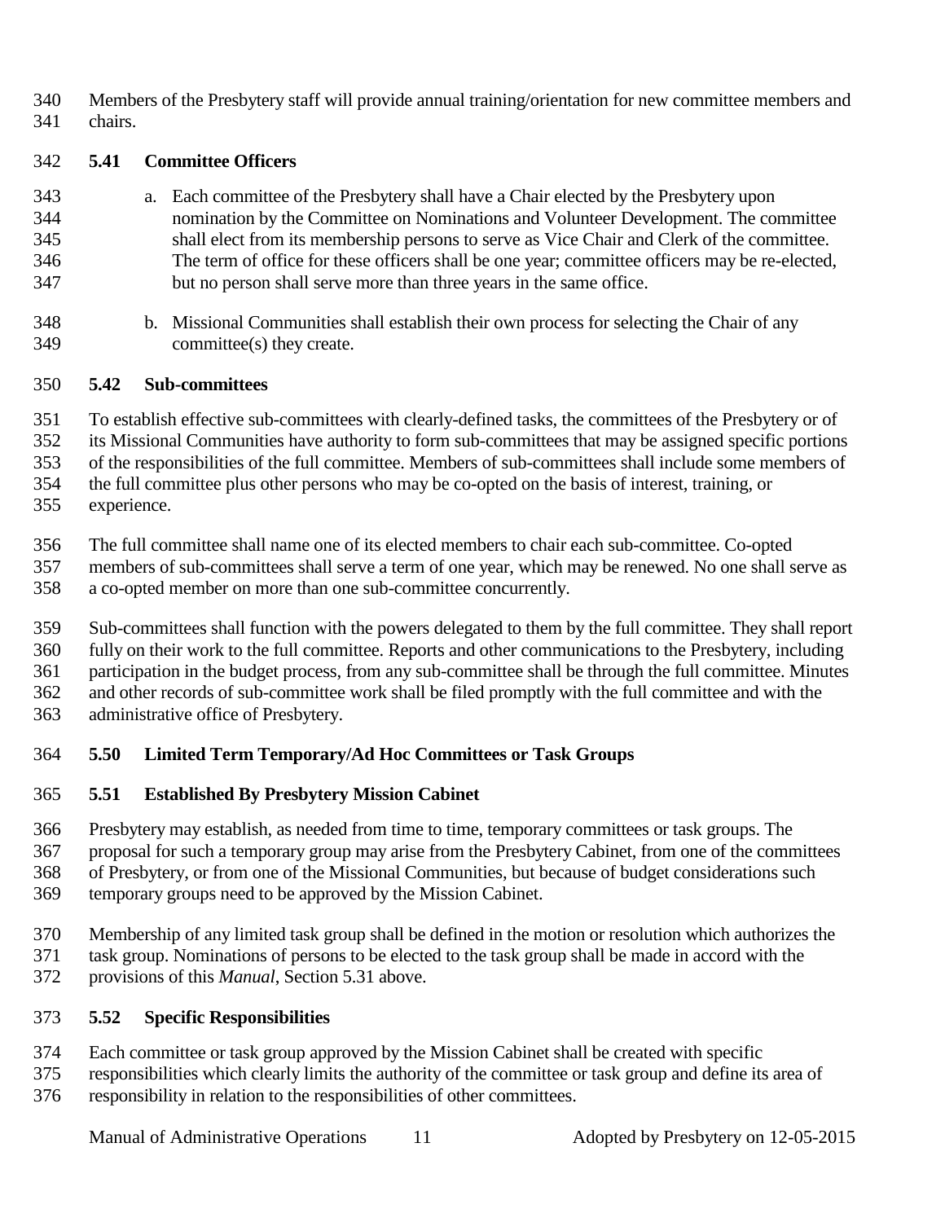Members of the Presbytery staff will provide annual training/orientation for new committee members and chairs.

### 5.41 Committee Officers

a. Each committee of the Presbytery shall have a Chair elected by the Presbytery upon nomination by the Committee on Nominations and Volunteer Development. The committee shall elect from its membership persons to serve as Vice Chair and Clerk of the committee. The term of office for these officers shall be one year; committee officers may be re-elected, but no person shall serve more than three years in the same office.

b. Missional Communities shall establish their own process for selecting the Chair of any committee(s) they create.

### 5.42 Sub-committees

To establish effective sub-committees with clearly-defined tasks, the committees of the Presbytery or of its Missional Communities have authority to form sub-committees that may be assigned specific portions of the responsibilities of the full committee. Members of sub-committees shall include some members of the full committee plus other persons who may be co-opted on the basis of interest, training, or experience.

The full committee shall name one of its elected members to chair each sub-committee. Co-opted members of sub-committees shall serve a term of one year, which may be renewed. No one shall serve as a co-opted member on more than one sub-committee concurrently.

Sub-committees shall function with the powers delegated to them by the full committee. They shall report fully on their work to the full committee. Reports and other communications to the Presbytery, including participation in the budget process, from any sub-committee shall be through the full committee. Minutes and other records of sub-committee work shall be filed promptly with the full committee and with the administrative office of Presbytery.

## 5.50 Limited Term Temporary/Ad Hoc Committees or Task Groups

### 5.51 Established By Presbytery Mission Cabinet

Presbytery may establish, as needed from time to time, temporary committees or task groups. The proposal for such a temporary group may arise from the Presbytery Cabinet, from one of the committees of Presbytery, or from one of the Missional Communities, but because of budget considerations such temporary groups need to be approved by the Mission Cabinet.

Membership of any limited task group shall be defined in the motion or resolution which authorizes the task group. Nominations of persons to be elected to the task group shall be made in accord with the provisions of this *Manual*, Section 5.31 above.

### 5.52 Specific Responsibilities

Each committee or task group approved by the Mission Cabinet shall be created with specific responsibilities which clearly limits the authority of the committee or task group and define its area of responsibility in relation to the responsibilities of other committees.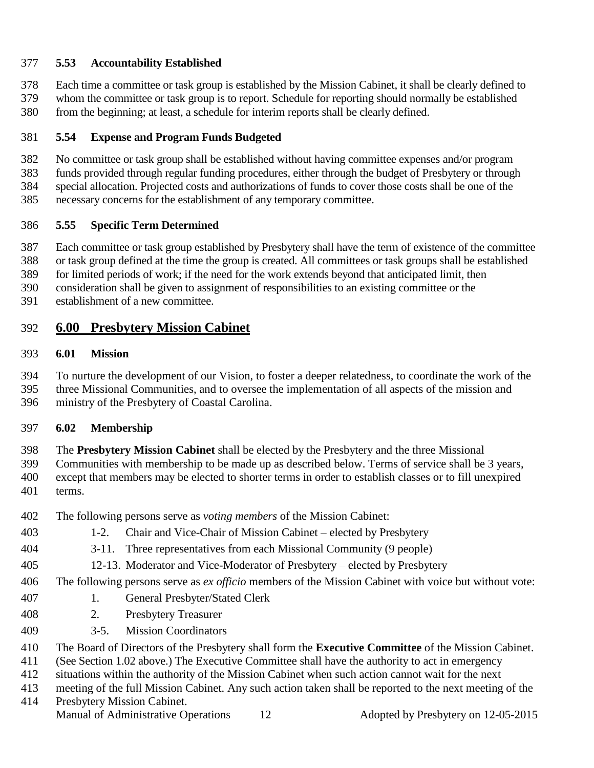### 5.53 Accountability Established

Each time a committee or task group is established by the Mission Cabinet, it shall be clearly defined to whom the committee or task group is to report. Schedule for reporting should normally be established from the beginning; at least, a schedule for interim reports shall be clearly defined.

### 5.54 Expense and Program Funds Budgeted

No committee or task group shall be established without having committee expenses and/or program funds provided through regular funding procedures, either through the budget of Presbytery or through special allocation. Projected costs and authorizations of funds to cover those costs shall be one of the necessary concerns for the establishment of any temporary committee.

### 5.55 Specific Term Determined

Each committee or task group established by Presbytery shall have the term of existence of the committee or task group defined at the time the group is created. All committees or task groups shall be established for limited periods of work; if the need for the work extends beyond that anticipated limit, then consideration shall be given to assignment of responsibilities to an existing committee or the establishment of a new committee.

## 6.00 Presbytery Mission Cabinet

### 6.01 Mission

To nurture the development of our Vision, to foster a deeper relatedness, to coordinate the work of the three Missional Communities, and to oversee the implementation of all aspects of the mission and ministry of the Presbytery of Coastal Carolina.

### 6.02 Membership

The **Presbytery Mission Cabinet** shall be elected by the Presbytery and the three Missional Communities with membership to be made up as described below. Terms of service shall be 3 years, except that members may be elected to shorter terms in order to establish classes or to fill unexpired terms.

The following persons serve as *voting members* of the Mission Cabinet:

- 1-2. Chair and Vice-Chair of Mission Cabinet – elected by Presbytery
- 3-11. Three representatives from each Missional Community (9 people)
- 12-13. Moderator and Vice-Moderator of Presbytery – elected by Presbytery

The following persons serve as *ex officio* members of the Mission Cabinet with voice but without vote:

- 1. General Presbyter/Stated Clerk
- 2. Presbytery Treasurer
- 3-5. Mission Coordinators

The Board of Directors of the Presbytery shall form the **Executive Committee** of the Mission Cabinet. (See Section 1.02 above.) The Executive Committee shall have the authority to act in emergency situations within the authority of the Mission Cabinet when such action cannot wait for the next meeting of the full Mission Cabinet. Any such action taken shall be reported to the next meeting of the Presbytery Mission Cabinet.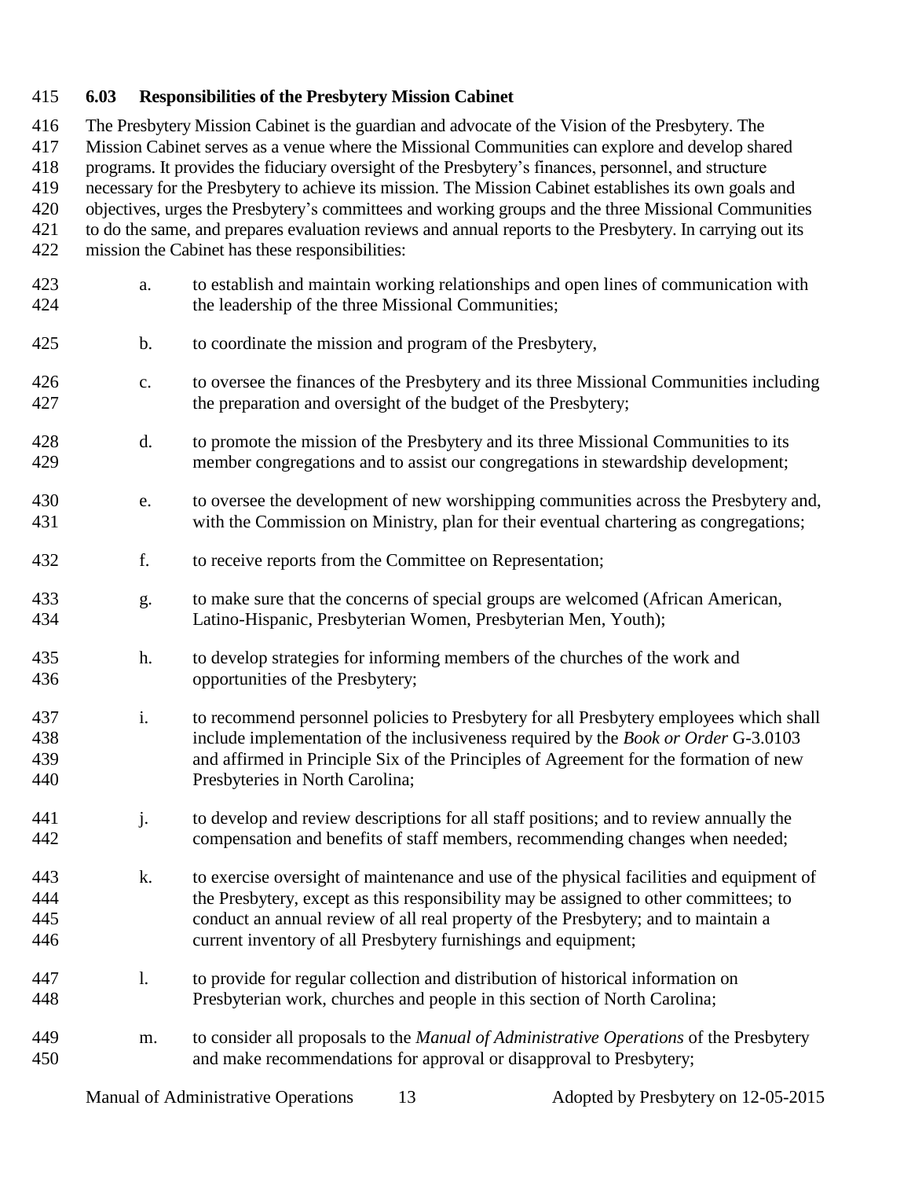### 6.03 Responsibilities of the Presbytery Mission Cabinet

The Presbytery Mission Cabinet is the guardian and advocate of the Vision of the Presbytery. The Mission Cabinet serves as a venue where the Missional Communities can explore and develop shared programs. It provides the fiduciary oversight of the Presbytery's finances, personnel, and structure necessary for the Presbytery to achieve its mission. The Mission Cabinet establishes its own goals and objectives, urges the Presbytery's committees and working groups and the three Missional Communities to do the same, and prepares evaluation reviews and annual reports to the Presbytery. In carrying out its mission the Cabinet has these responsibilities:

a. to establish and maintain working relationships and open lines of communication with the leadership of the three Missional Communities;

b. to coordinate the mission and program of the Presbytery,

c. to oversee the finances of the Presbytery and its three Missional Communities including the preparation and oversight of the budget of the Presbytery;

d. to promote the mission of the Presbytery and its three Missional Communities to its member congregations and to assist our congregations in stewardship development;

e. to oversee the development of new worshipping communities across the Presbytery and, with the Commission on Ministry, plan for their eventual chartering as congregations;

f. to receive reports from the Committee on Representation;

g. to make sure that the concerns of special groups are welcomed (African American, Latino-Hispanic, Presbyterian Women, Presbyterian Men, Youth);

h. to develop strategies for informing members of the churches of the work and opportunities of the Presbytery;

i. to recommend personnel policies to Presbytery for all Presbytery employees which shall include implementation of the inclusiveness required by the *Book or Order* G-3.0103 and affirmed in Principle Six of the Principles of Agreement for the formation of new Presbyteries in North Carolina;

j. to develop and review descriptions for all staff positions; and to review annually the compensation and benefits of staff members, recommending changes when needed;

k. to exercise oversight of maintenance and use of the physical facilities and equipment of the Presbytery, except as this responsibility may be assigned to other committees; to conduct an annual review of all real property of the Presbytery; and to maintain a current inventory of all Presbytery furnishings and equipment;

l. to provide for regular collection and distribution of historical information on Presbyterian work, churches and people in this section of North Carolina;

m. to consider all proposals to the *Manual of Administrative Operations* of the Presbytery and make recommendations for approval or disapproval to Presbytery;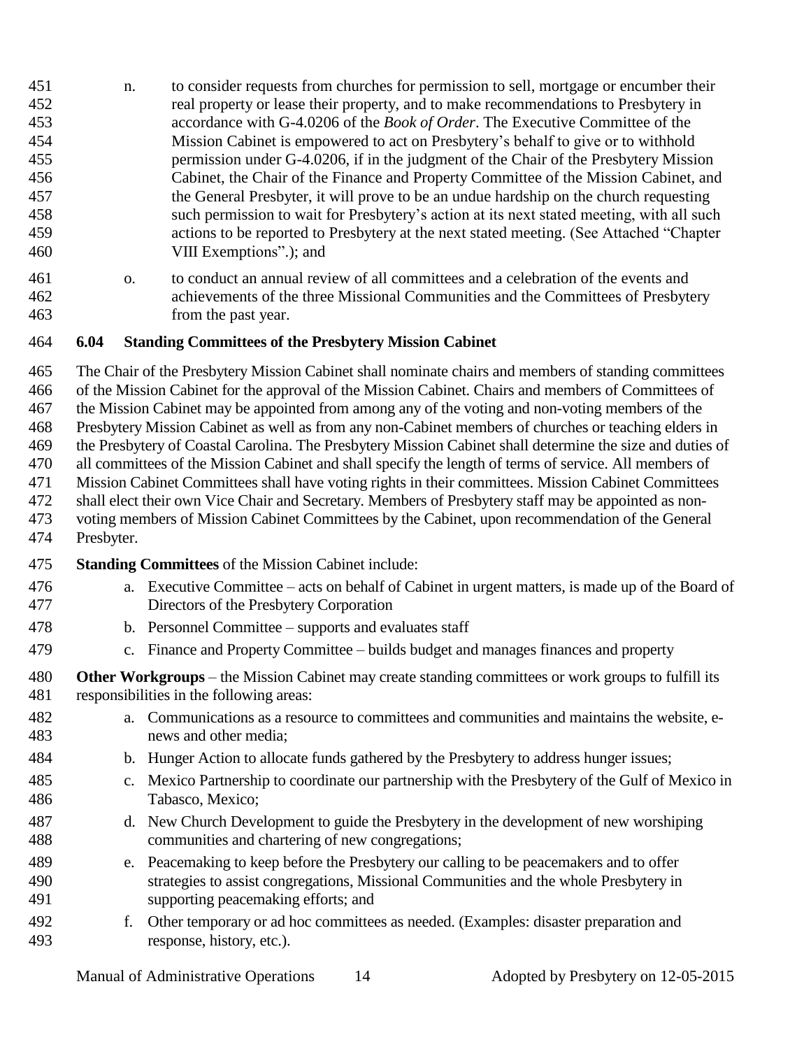n. to consider requests from churches for permission to sell, mortgage or encumber their real property or lease their property, and to make recommendations to Presbytery in accordance with G-4.0206 of the *Book of Order*. The Executive Committee of the Mission Cabinet is empowered to act on Presbytery's behalf to give or to withhold permission under G-4.0206, if in the judgment of the Chair of the Presbytery Mission Cabinet, the Chair of the Finance and Property Committee of the Mission Cabinet, and the General Presbyter, it will prove to be an undue hardship on the church requesting such permission to wait for Presbytery's action at its next stated meeting, with all such actions to be reported to Presbytery at the next stated meeting. (See Attached "Chapter VIII Exemptions".); and

o. to conduct an annual review of all committees and a celebration of the events and achievements of the three Missional Communities and the Committees of Presbytery from the past year.

### 6.04 Standing Committees of the Presbytery Mission Cabinet

The Chair of the Presbytery Mission Cabinet shall nominate chairs and members of standing committees of the Mission Cabinet for the approval of the Mission Cabinet. Chairs and members of Committees of the Mission Cabinet may be appointed from among any of the voting and non-voting members of the Presbytery Mission Cabinet as well as from any non-Cabinet members of churches or teaching elders in the Presbytery of Coastal Carolina. The Presbytery Mission Cabinet shall determine the size and duties of all committees of the Mission Cabinet and shall specify the length of terms of service. All members of Mission Cabinet Committees shall have voting rights in their committees. Mission Cabinet Committees shall elect their own Vice Chair and Secretary. Members of Presbytery staff may be appointed as non-voting members of Mission Cabinet Committees by the Cabinet, upon recommendation of the General Presbyter.

**Standing Committees** of the Mission Cabinet include:

a. Executive Committee – acts on behalf of Cabinet in urgent matters, is made up of the Board of Directors of the Presbytery Corporation
b. Personnel Committee – supports and evaluates staff
c. Finance and Property Committee – builds budget and manages finances and property

**Other Workgroups** – the Mission Cabinet may create standing committees or work groups to fulfill its responsibilities in the following areas:

a. Communications as a resource to committees and communities and maintains the website, e-news and other media;
b. Hunger Action to allocate funds gathered by the Presbytery to address hunger issues;
c. Mexico Partnership to coordinate our partnership with the Presbytery of the Gulf of Mexico in Tabasco, Mexico;
d. New Church Development to guide the Presbytery in the development of new worshiping communities and chartering of new congregations;
e. Peacemaking to keep before the Presbytery our calling to be peacemakers and to offer strategies to assist congregations, Missional Communities and the whole Presbytery in supporting peacemaking efforts; and
f. Other temporary or ad hoc committees as needed. (Examples: disaster preparation and response, history, etc.).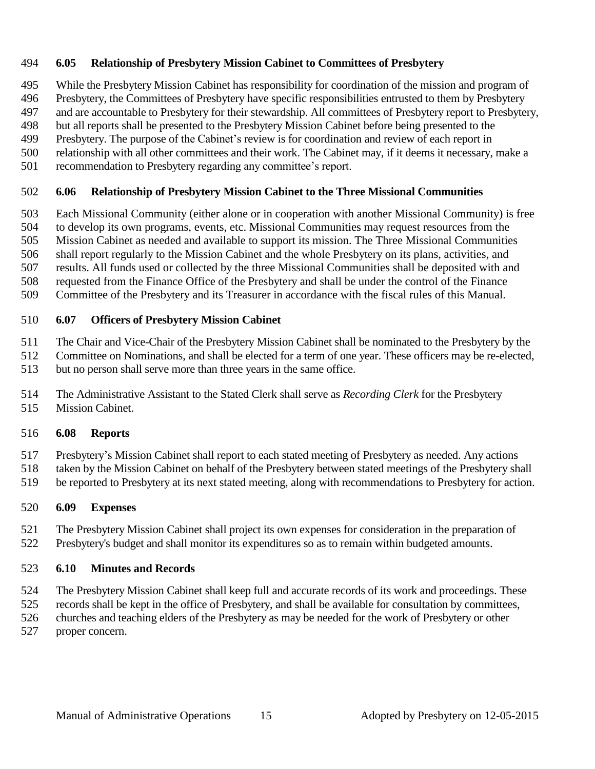### 6.05 Relationship of Presbytery Mission Cabinet to Committees of Presbytery

While the Presbytery Mission Cabinet has responsibility for coordination of the mission and program of Presbytery, the Committees of Presbytery have specific responsibilities entrusted to them by Presbytery and are accountable to Presbytery for their stewardship. All committees of Presbytery report to Presbytery, but all reports shall be presented to the Presbytery Mission Cabinet before being presented to the Presbytery. The purpose of the Cabinet's review is for coordination and review of each report in relationship with all other committees and their work. The Cabinet may, if it deems it necessary, make a recommendation to Presbytery regarding any committee's report.

### 6.06 Relationship of Presbytery Mission Cabinet to the Three Missional Communities

Each Missional Community (either alone or in cooperation with another Missional Community) is free to develop its own programs, events, etc. Missional Communities may request resources from the Mission Cabinet as needed and available to support its mission. The Three Missional Communities shall report regularly to the Mission Cabinet and the whole Presbytery on its plans, activities, and results. All funds used or collected by the three Missional Communities shall be deposited with and requested from the Finance Office of the Presbytery and shall be under the control of the Finance Committee of the Presbytery and its Treasurer in accordance with the fiscal rules of this Manual.

### 6.07 Officers of Presbytery Mission Cabinet

The Chair and Vice-Chair of the Presbytery Mission Cabinet shall be nominated to the Presbytery by the Committee on Nominations, and shall be elected for a term of one year. These officers may be re-elected, but no person shall serve more than three years in the same office.

The Administrative Assistant to the Stated Clerk shall serve as *Recording Clerk* for the Presbytery Mission Cabinet.

### 6.08 Reports

Presbytery's Mission Cabinet shall report to each stated meeting of Presbytery as needed. Any actions taken by the Mission Cabinet on behalf of the Presbytery between stated meetings of the Presbytery shall be reported to Presbytery at its next stated meeting, along with recommendations to Presbytery for action.

### 6.09 Expenses

The Presbytery Mission Cabinet shall project its own expenses for consideration in the preparation of Presbytery's budget and shall monitor its expenditures so as to remain within budgeted amounts.

### 6.10 Minutes and Records

The Presbytery Mission Cabinet shall keep full and accurate records of its work and proceedings. These records shall be kept in the office of Presbytery, and shall be available for consultation by committees, churches and teaching elders of the Presbytery as may be needed for the work of Presbytery or other proper concern.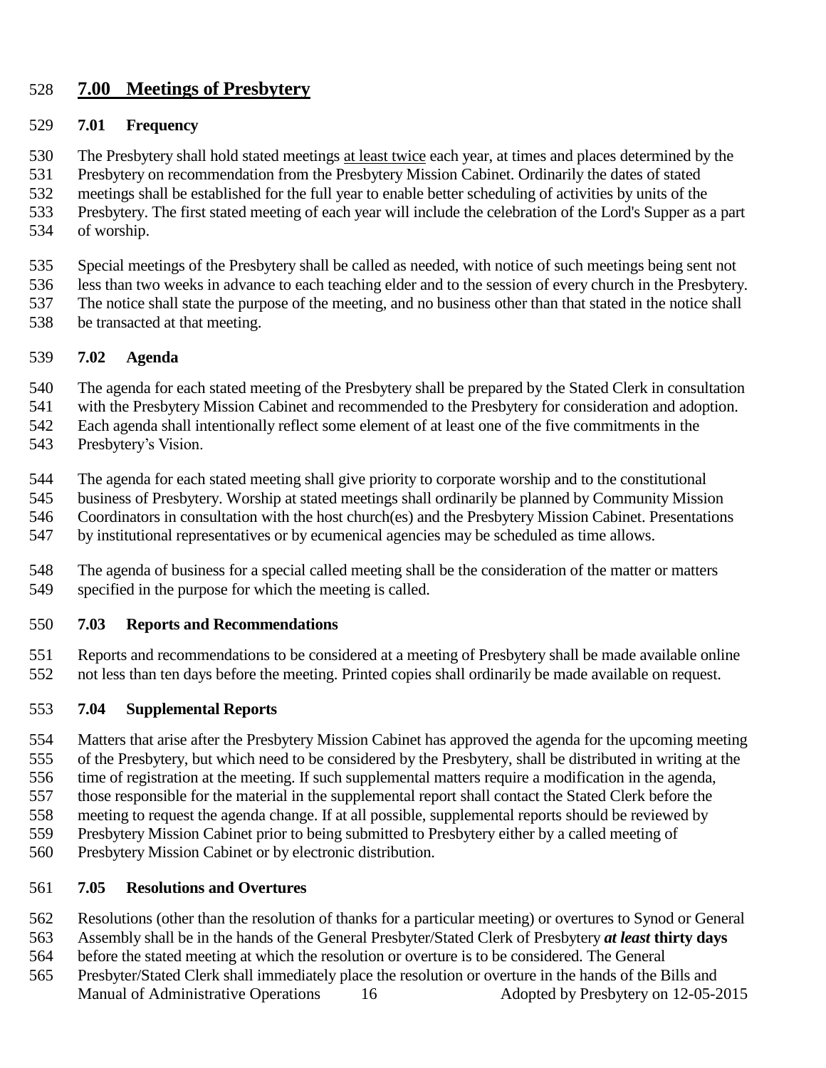## 7.00 Meetings of Presbytery

### 7.01 Frequency

The Presbytery shall hold stated meetings at least twice each year, at times and places determined by the Presbytery on recommendation from the Presbytery Mission Cabinet. Ordinarily the dates of stated meetings shall be established for the full year to enable better scheduling of activities by units of the Presbytery. The first stated meeting of each year will include the celebration of the Lord's Supper as a part of worship.

Special meetings of the Presbytery shall be called as needed, with notice of such meetings being sent not less than two weeks in advance to each teaching elder and to the session of every church in the Presbytery. The notice shall state the purpose of the meeting, and no business other than that stated in the notice shall be transacted at that meeting.

### 7.02 Agenda

The agenda for each stated meeting of the Presbytery shall be prepared by the Stated Clerk in consultation with the Presbytery Mission Cabinet and recommended to the Presbytery for consideration and adoption. Each agenda shall intentionally reflect some element of at least one of the five commitments in the Presbytery's Vision.

The agenda for each stated meeting shall give priority to corporate worship and to the constitutional business of Presbytery. Worship at stated meetings shall ordinarily be planned by Community Mission Coordinators in consultation with the host church(es) and the Presbytery Mission Cabinet. Presentations by institutional representatives or by ecumenical agencies may be scheduled as time allows.

The agenda of business for a special called meeting shall be the consideration of the matter or matters specified in the purpose for which the meeting is called.

### 7.03 Reports and Recommendations

Reports and recommendations to be considered at a meeting of Presbytery shall be made available online not less than ten days before the meeting. Printed copies shall ordinarily be made available on request.

### 7.04 Supplemental Reports

Matters that arise after the Presbytery Mission Cabinet has approved the agenda for the upcoming meeting of the Presbytery, but which need to be considered by the Presbytery, shall be distributed in writing at the time of registration at the meeting. If such supplemental matters require a modification in the agenda, those responsible for the material in the supplemental report shall contact the Stated Clerk before the meeting to request the agenda change. If at all possible, supplemental reports should be reviewed by Presbytery Mission Cabinet prior to being submitted to Presbytery either by a called meeting of Presbytery Mission Cabinet or by electronic distribution.

### 7.05 Resolutions and Overtures

Resolutions (other than the resolution of thanks for a particular meeting) or overtures to Synod or General Assembly shall be in the hands of the General Presbyter/Stated Clerk of Presbytery ***at least* thirty days** before the stated meeting at which the resolution or overture is to be considered. The General Presbyter/Stated Clerk shall immediately place the resolution or overture in the hands of the Bills and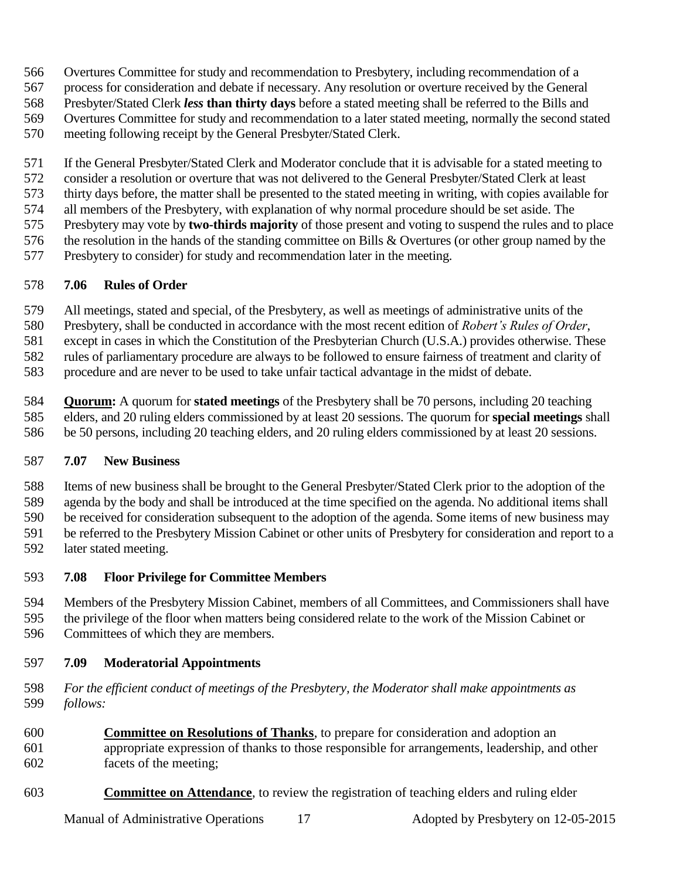Overtures Committee for study and recommendation to Presbytery, including recommendation of a process for consideration and debate if necessary. Any resolution or overture received by the General Presbyter/Stated Clerk ***less* than thirty days** before a stated meeting shall be referred to the Bills and Overtures Committee for study and recommendation to a later stated meeting, normally the second stated meeting following receipt by the General Presbyter/Stated Clerk.

If the General Presbyter/Stated Clerk and Moderator conclude that it is advisable for a stated meeting to consider a resolution or overture that was not delivered to the General Presbyter/Stated Clerk at least thirty days before, the matter shall be presented to the stated meeting in writing, with copies available for all members of the Presbytery, with explanation of why normal procedure should be set aside. The Presbytery may vote by **two-thirds majority** of those present and voting to suspend the rules and to place the resolution in the hands of the standing committee on Bills & Overtures (or other group named by the Presbytery to consider) for study and recommendation later in the meeting.

### 7.06 Rules of Order

All meetings, stated and special, of the Presbytery, as well as meetings of administrative units of the Presbytery, shall be conducted in accordance with the most recent edition of *Robert's Rules of Order*, except in cases in which the Constitution of the Presbyterian Church (U.S.A.) provides otherwise. These rules of parliamentary procedure are always to be followed to ensure fairness of treatment and clarity of procedure and are never to be used to take unfair tactical advantage in the midst of debate.

**Quorum:** A quorum for **stated meetings** of the Presbytery shall be 70 persons, including 20 teaching elders, and 20 ruling elders commissioned by at least 20 sessions. The quorum for **special meetings** shall be 50 persons, including 20 teaching elders, and 20 ruling elders commissioned by at least 20 sessions.

### 7.07 New Business

Items of new business shall be brought to the General Presbyter/Stated Clerk prior to the adoption of the agenda by the body and shall be introduced at the time specified on the agenda. No additional items shall be received for consideration subsequent to the adoption of the agenda. Some items of new business may be referred to the Presbytery Mission Cabinet or other units of Presbytery for consideration and report to a later stated meeting.

### 7.08 Floor Privilege for Committee Members

Members of the Presbytery Mission Cabinet, members of all Committees, and Commissioners shall have the privilege of the floor when matters being considered relate to the work of the Mission Cabinet or Committees of which they are members.

### 7.09 Moderatorial Appointments

*For the efficient conduct of meetings of the Presbytery, the Moderator shall make appointments as follows:*

**Committee on Resolutions of Thanks**, to prepare for consideration and adoption an appropriate expression of thanks to those responsible for arrangements, leadership, and other facets of the meeting;

**Committee on Attendance**, to review the registration of teaching elders and ruling elder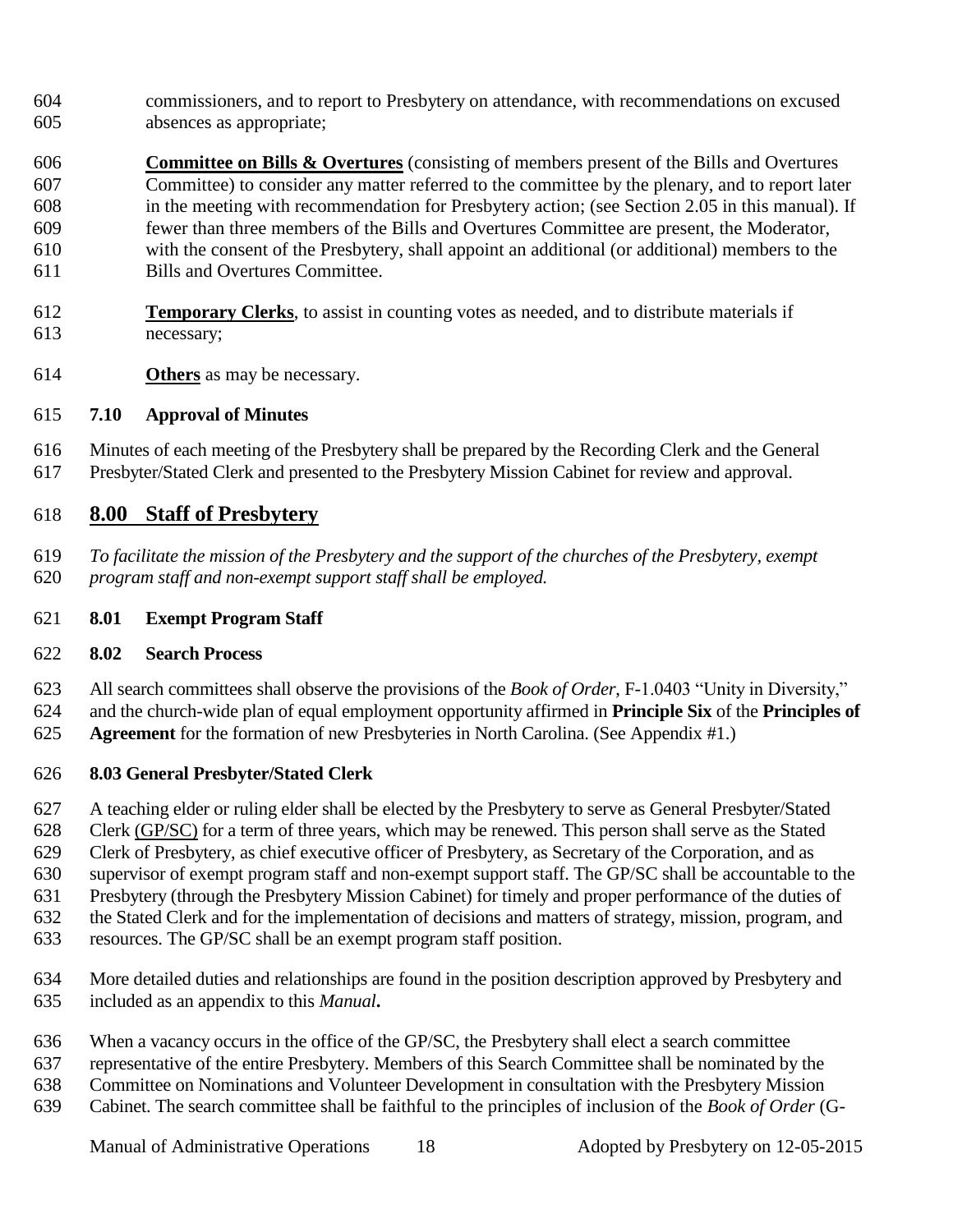commissioners, and to report to Presbytery on attendance, with recommendations on excused absences as appropriate;

**Committee on Bills & Overtures** (consisting of members present of the Bills and Overtures Committee) to consider any matter referred to the committee by the plenary, and to report later in the meeting with recommendation for Presbytery action; (see Section 2.05 in this manual). If fewer than three members of the Bills and Overtures Committee are present, the Moderator, with the consent of the Presbytery, shall appoint an additional (or additional) members to the Bills and Overtures Committee.

**Temporary Clerks**, to assist in counting votes as needed, and to distribute materials if necessary;

**Others** as may be necessary.

### 7.10 Approval of Minutes

Minutes of each meeting of the Presbytery shall be prepared by the Recording Clerk and the General Presbyter/Stated Clerk and presented to the Presbytery Mission Cabinet for review and approval.

## 8.00 Staff of Presbytery

*To facilitate the mission of the Presbytery and the support of the churches of the Presbytery, exempt program staff and non-exempt support staff shall be employed.*

### 8.01 Exempt Program Staff

### 8.02 Search Process

All search committees shall observe the provisions of the *Book of Order*, F-1.0403 "Unity in Diversity," and the church-wide plan of equal employment opportunity affirmed in **Principle Six** of the **Principles of Agreement** for the formation of new Presbyteries in North Carolina. (See Appendix #1.)

### 8.03 General Presbyter/Stated Clerk

A teaching elder or ruling elder shall be elected by the Presbytery to serve as General Presbyter/Stated Clerk (GP/SC) for a term of three years, which may be renewed. This person shall serve as the Stated Clerk of Presbytery, as chief executive officer of Presbytery, as Secretary of the Corporation, and as supervisor of exempt program staff and non-exempt support staff. The GP/SC shall be accountable to the Presbytery (through the Presbytery Mission Cabinet) for timely and proper performance of the duties of the Stated Clerk and for the implementation of decisions and matters of strategy, mission, program, and resources. The GP/SC shall be an exempt program staff position.

More detailed duties and relationships are found in the position description approved by Presbytery and included as an appendix to this *Manual***.**

When a vacancy occurs in the office of the GP/SC, the Presbytery shall elect a search committee representative of the entire Presbytery. Members of this Search Committee shall be nominated by the Committee on Nominations and Volunteer Development in consultation with the Presbytery Mission Cabinet. The search committee shall be faithful to the principles of inclusion of the *Book of Order* (G-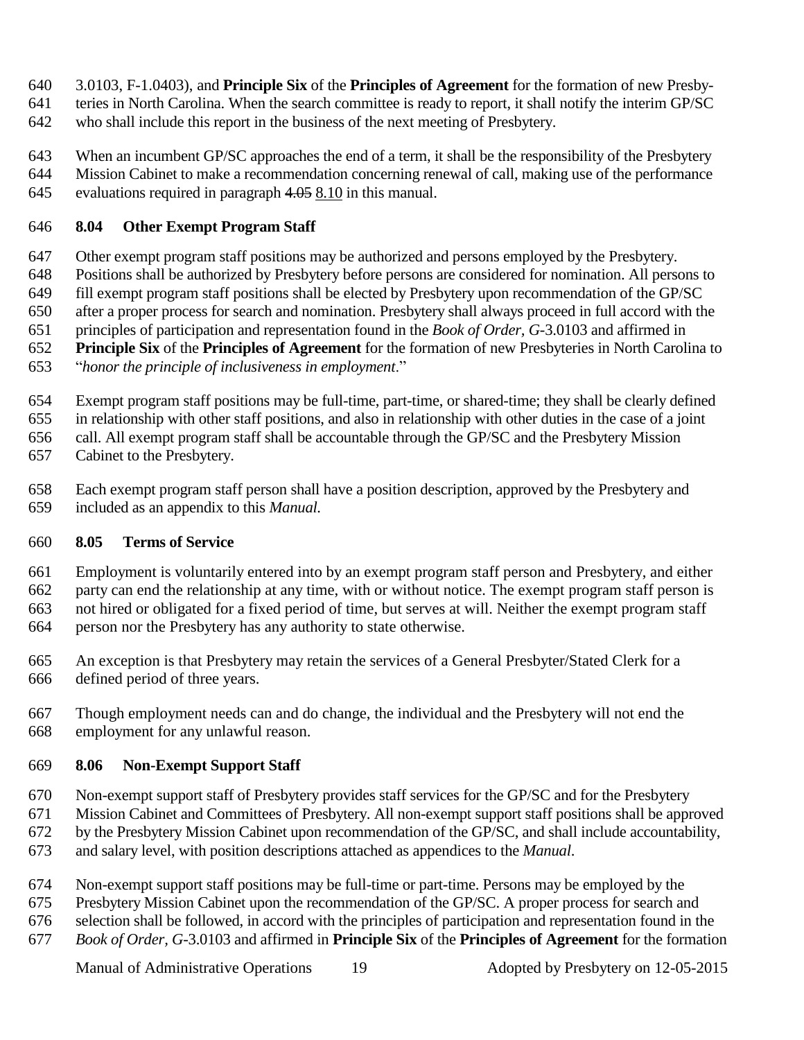3.0103, F-1.0403), and **Principle Six** of the **Principles of Agreement** for the formation of new Presbyteries in North Carolina. When the search committee is ready to report, it shall notify the interim GP/SC who shall include this report in the business of the next meeting of Presbytery.

When an incumbent GP/SC approaches the end of a term, it shall be the responsibility of the Presbytery Mission Cabinet to make a recommendation concerning renewal of call, making use of the performance evaluations required in paragraph ~~4.05~~ 8.10 in this manual.

### 8.04 Other Exempt Program Staff

Other exempt program staff positions may be authorized and persons employed by the Presbytery. Positions shall be authorized by Presbytery before persons are considered for nomination. All persons to fill exempt program staff positions shall be elected by Presbytery upon recommendation of the GP/SC after a proper process for search and nomination. Presbytery shall always proceed in full accord with the principles of participation and representation found in the *Book of Order, G*-3.0103 and affirmed in **Principle Six** of the **Principles of Agreement** for the formation of new Presbyteries in North Carolina to "*honor the principle of inclusiveness in employment*."

Exempt program staff positions may be full-time, part-time, or shared-time; they shall be clearly defined in relationship with other staff positions, and also in relationship with other duties in the case of a joint call. All exempt program staff shall be accountable through the GP/SC and the Presbytery Mission Cabinet to the Presbytery.

Each exempt program staff person shall have a position description, approved by the Presbytery and included as an appendix to this *Manual.*

### 8.05 Terms of Service

Employment is voluntarily entered into by an exempt program staff person and Presbytery, and either party can end the relationship at any time, with or without notice. The exempt program staff person is not hired or obligated for a fixed period of time, but serves at will. Neither the exempt program staff person nor the Presbytery has any authority to state otherwise.

An exception is that Presbytery may retain the services of a General Presbyter/Stated Clerk for a defined period of three years.

Though employment needs can and do change, the individual and the Presbytery will not end the employment for any unlawful reason.

### 8.06 Non-Exempt Support Staff

Non-exempt support staff of Presbytery provides staff services for the GP/SC and for the Presbytery Mission Cabinet and Committees of Presbytery. All non-exempt support staff positions shall be approved by the Presbytery Mission Cabinet upon recommendation of the GP/SC, and shall include accountability, and salary level, with position descriptions attached as appendices to the *Manual*.

Non-exempt support staff positions may be full-time or part-time. Persons may be employed by the Presbytery Mission Cabinet upon the recommendation of the GP/SC. A proper process for search and selection shall be followed, in accord with the principles of participation and representation found in the *Book of Order, G*-3.0103 and affirmed in **Principle Six** of the **Principles of Agreement** for the formation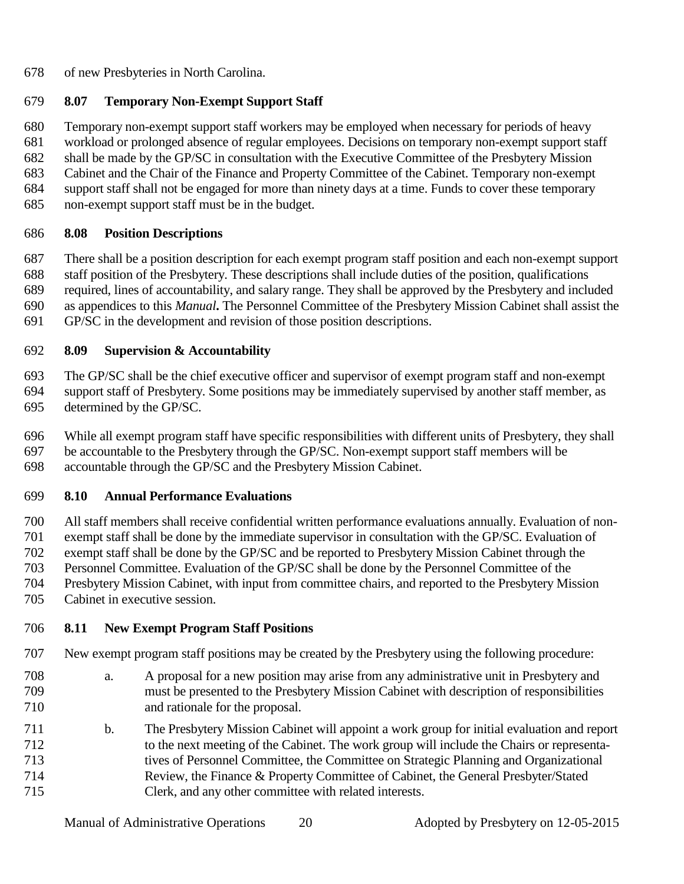of new Presbyteries in North Carolina.

### 8.07 Temporary Non-Exempt Support Staff

Temporary non-exempt support staff workers may be employed when necessary for periods of heavy workload or prolonged absence of regular employees. Decisions on temporary non-exempt support staff shall be made by the GP/SC in consultation with the Executive Committee of the Presbytery Mission Cabinet and the Chair of the Finance and Property Committee of the Cabinet. Temporary non-exempt support staff shall not be engaged for more than ninety days at a time. Funds to cover these temporary non-exempt support staff must be in the budget.

### 8.08 Position Descriptions

There shall be a position description for each exempt program staff position and each non-exempt support staff position of the Presbytery. These descriptions shall include duties of the position, qualifications required, lines of accountability, and salary range. They shall be approved by the Presbytery and included as appendices to this *Manual***.** The Personnel Committee of the Presbytery Mission Cabinet shall assist the GP/SC in the development and revision of those position descriptions.

### 8.09 Supervision & Accountability

The GP/SC shall be the chief executive officer and supervisor of exempt program staff and non-exempt support staff of Presbytery. Some positions may be immediately supervised by another staff member, as determined by the GP/SC.

While all exempt program staff have specific responsibilities with different units of Presbytery, they shall be accountable to the Presbytery through the GP/SC. Non-exempt support staff members will be accountable through the GP/SC and the Presbytery Mission Cabinet.

### 8.10 Annual Performance Evaluations

All staff members shall receive confidential written performance evaluations annually. Evaluation of non-exempt staff shall be done by the immediate supervisor in consultation with the GP/SC. Evaluation of exempt staff shall be done by the GP/SC and be reported to Presbytery Mission Cabinet through the Personnel Committee. Evaluation of the GP/SC shall be done by the Personnel Committee of the Presbytery Mission Cabinet, with input from committee chairs, and reported to the Presbytery Mission Cabinet in executive session.

### 8.11 New Exempt Program Staff Positions

New exempt program staff positions may be created by the Presbytery using the following procedure:

a. A proposal for a new position may arise from any administrative unit in Presbytery and must be presented to the Presbytery Mission Cabinet with description of responsibilities and rationale for the proposal.

b. The Presbytery Mission Cabinet will appoint a work group for initial evaluation and report to the next meeting of the Cabinet. The work group will include the Chairs or representatives of Personnel Committee, the Committee on Strategic Planning and Organizational Review, the Finance & Property Committee of Cabinet, the General Presbyter/Stated Clerk, and any other committee with related interests.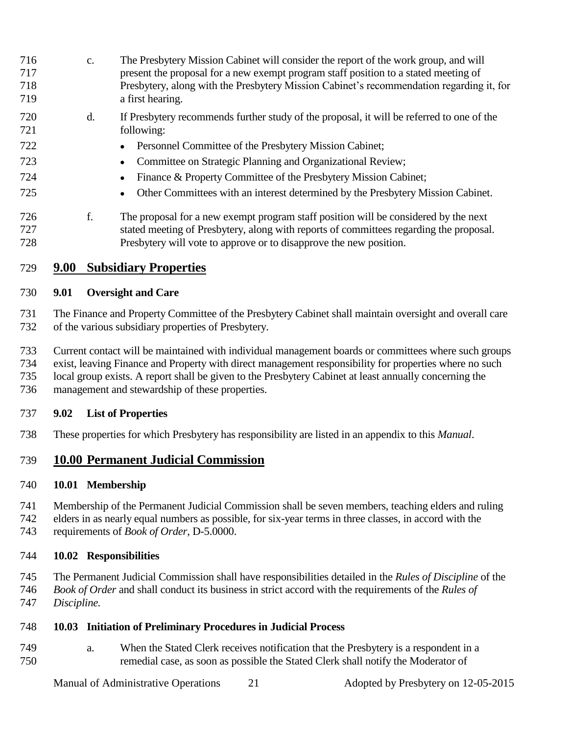c. The Presbytery Mission Cabinet will consider the report of the work group, and will present the proposal for a new exempt program staff position to a stated meeting of Presbytery, along with the Presbytery Mission Cabinet's recommendation regarding it, for a first hearing.

d. If Presbytery recommends further study of the proposal, it will be referred to one of the following:

- Personnel Committee of the Presbytery Mission Cabinet;
- Committee on Strategic Planning and Organizational Review;
- Finance & Property Committee of the Presbytery Mission Cabinet;
- Other Committees with an interest determined by the Presbytery Mission Cabinet.

f. The proposal for a new exempt program staff position will be considered by the next stated meeting of Presbytery, along with reports of committees regarding the proposal. Presbytery will vote to approve or to disapprove the new position.

## 9.00 Subsidiary Properties

### 9.01 Oversight and Care

The Finance and Property Committee of the Presbytery Cabinet shall maintain oversight and overall care of the various subsidiary properties of Presbytery.

Current contact will be maintained with individual management boards or committees where such groups exist, leaving Finance and Property with direct management responsibility for properties where no such local group exists. A report shall be given to the Presbytery Cabinet at least annually concerning the management and stewardship of these properties.

### 9.02 List of Properties

These properties for which Presbytery has responsibility are listed in an appendix to this *Manual*.

## 10.00 Permanent Judicial Commission

### 10.01 Membership

Membership of the Permanent Judicial Commission shall be seven members, teaching elders and ruling elders in as nearly equal numbers as possible, for six-year terms in three classes, in accord with the requirements of *Book of Order,* D-5.0000.

### 10.02 Responsibilities

The Permanent Judicial Commission shall have responsibilities detailed in the *Rules of Discipline* of the *Book of Order* and shall conduct its business in strict accord with the requirements of the *Rules of Discipline.*

### 10.03 Initiation of Preliminary Procedures in Judicial Process

a. When the Stated Clerk receives notification that the Presbytery is a respondent in a remedial case, as soon as possible the Stated Clerk shall notify the Moderator of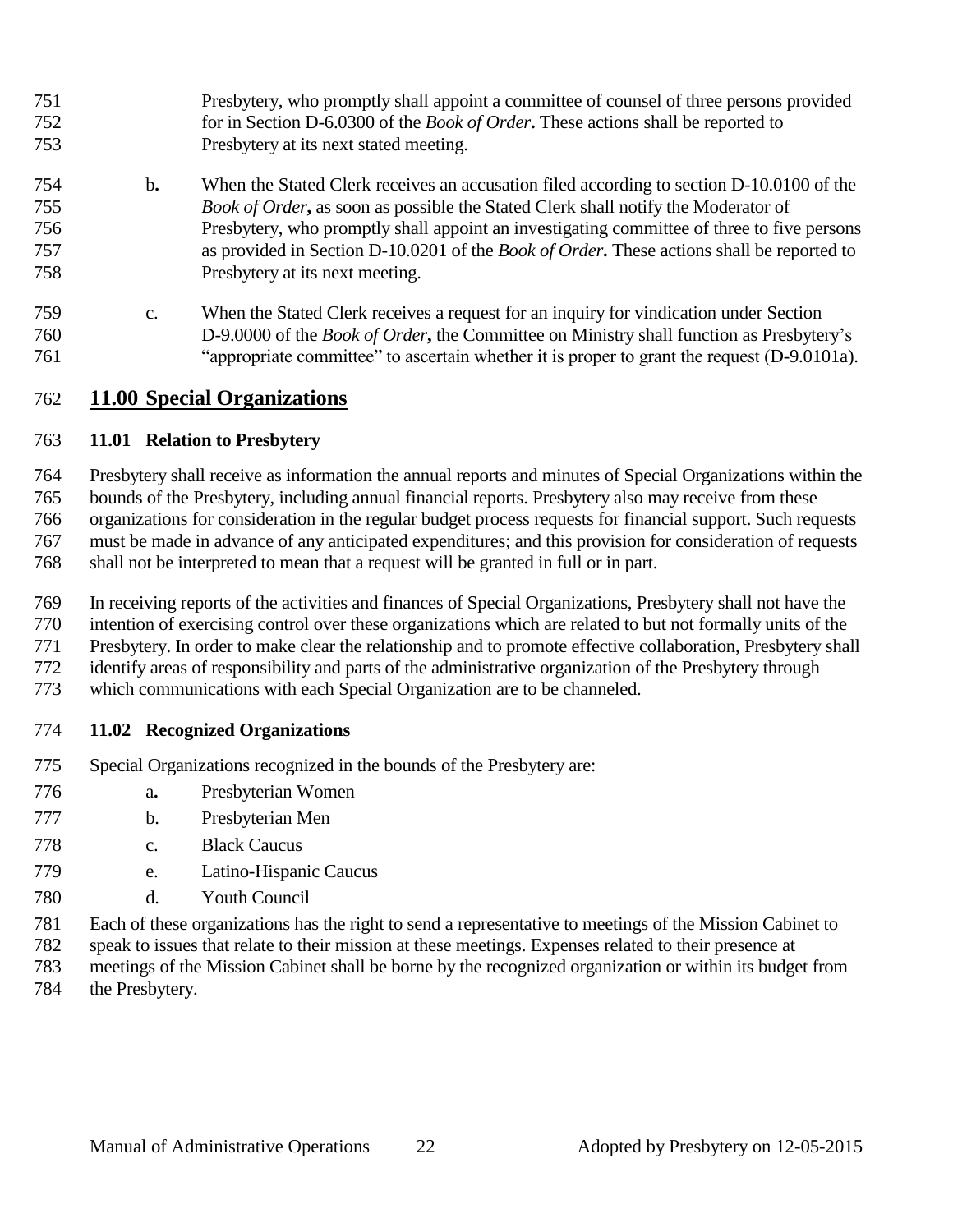Presbytery, who promptly shall appoint a committee of counsel of three persons provided for in Section D-6.0300 of the *Book of Order***.** These actions shall be reported to Presbytery at its next stated meeting.

b**.** When the Stated Clerk receives an accusation filed according to section D-10.0100 of the *Book of Order***,** as soon as possible the Stated Clerk shall notify the Moderator of Presbytery, who promptly shall appoint an investigating committee of three to five persons as provided in Section D-10.0201 of the *Book of Order***.** These actions shall be reported to Presbytery at its next meeting.

c. When the Stated Clerk receives a request for an inquiry for vindication under Section D-9.0000 of the *Book of Order***,** the Committee on Ministry shall function as Presbytery's "appropriate committee" to ascertain whether it is proper to grant the request (D-9.0101a).

## 11.00 Special Organizations

### 11.01 Relation to Presbytery

Presbytery shall receive as information the annual reports and minutes of Special Organizations within the bounds of the Presbytery, including annual financial reports. Presbytery also may receive from these organizations for consideration in the regular budget process requests for financial support. Such requests must be made in advance of any anticipated expenditures; and this provision for consideration of requests shall not be interpreted to mean that a request will be granted in full or in part.

In receiving reports of the activities and finances of Special Organizations, Presbytery shall not have the intention of exercising control over these organizations which are related to but not formally units of the Presbytery. In order to make clear the relationship and to promote effective collaboration, Presbytery shall identify areas of responsibility and parts of the administrative organization of the Presbytery through which communications with each Special Organization are to be channeled.

### 11.02 Recognized Organizations

Special Organizations recognized in the bounds of the Presbytery are:

a**.** Presbyterian Women

b. Presbyterian Men

c. Black Caucus

e. Latino-Hispanic Caucus

d. Youth Council

Each of these organizations has the right to send a representative to meetings of the Mission Cabinet to speak to issues that relate to their mission at these meetings. Expenses related to their presence at meetings of the Mission Cabinet shall be borne by the recognized organization or within its budget from the Presbytery.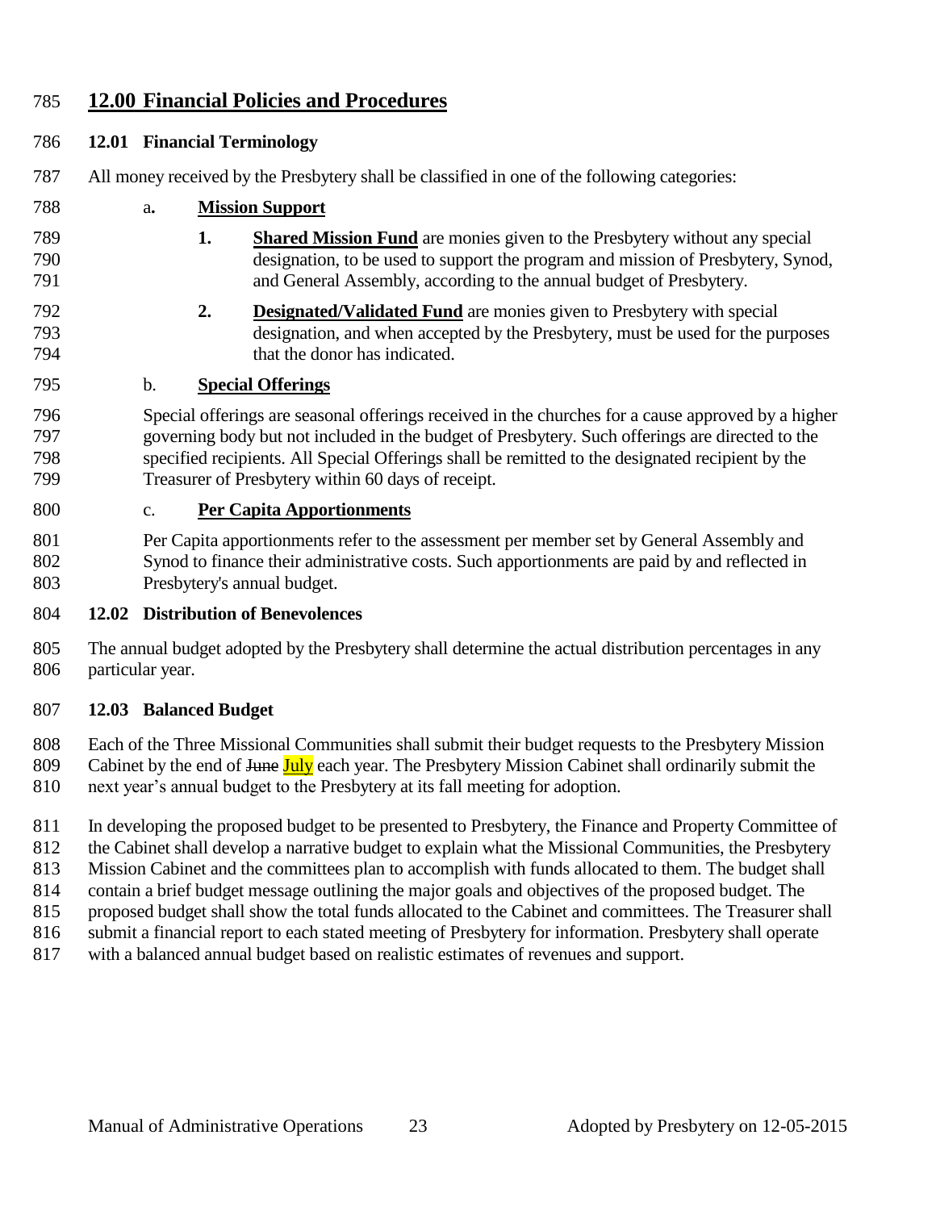# 12.00 Financial Policies and Procedures

## 12.01 Financial Terminology

All money received by the Presbytery shall be classified in one of the following categories:

a. **Mission Support**

1. **Shared Mission Fund** are monies given to the Presbytery without any special designation, to be used to support the program and mission of Presbytery, Synod, and General Assembly, according to the annual budget of Presbytery.

2. **Designated/Validated Fund** are monies given to Presbytery with special designation, and when accepted by the Presbytery, must be used for the purposes that the donor has indicated.

b. **Special Offerings**

Special offerings are seasonal offerings received in the churches for a cause approved by a higher governing body but not included in the budget of Presbytery. Such offerings are directed to the specified recipients. All Special Offerings shall be remitted to the designated recipient by the Treasurer of Presbytery within 60 days of receipt.

c. **Per Capita Apportionments**

Per Capita apportionments refer to the assessment per member set by General Assembly and Synod to finance their administrative costs. Such apportionments are paid by and reflected in Presbytery's annual budget.

## 12.02 Distribution of Benevolences

The annual budget adopted by the Presbytery shall determine the actual distribution percentages in any particular year.

## 12.03 Balanced Budget

Each of the Three Missional Communities shall submit their budget requests to the Presbytery Mission Cabinet by the end of ~~June~~ July each year. The Presbytery Mission Cabinet shall ordinarily submit the next year's annual budget to the Presbytery at its fall meeting for adoption.

In developing the proposed budget to be presented to Presbytery, the Finance and Property Committee of the Cabinet shall develop a narrative budget to explain what the Missional Communities, the Presbytery Mission Cabinet and the committees plan to accomplish with funds allocated to them. The budget shall contain a brief budget message outlining the major goals and objectives of the proposed budget. The proposed budget shall show the total funds allocated to the Cabinet and committees. The Treasurer shall submit a financial report to each stated meeting of Presbytery for information. Presbytery shall operate with a balanced annual budget based on realistic estimates of revenues and support.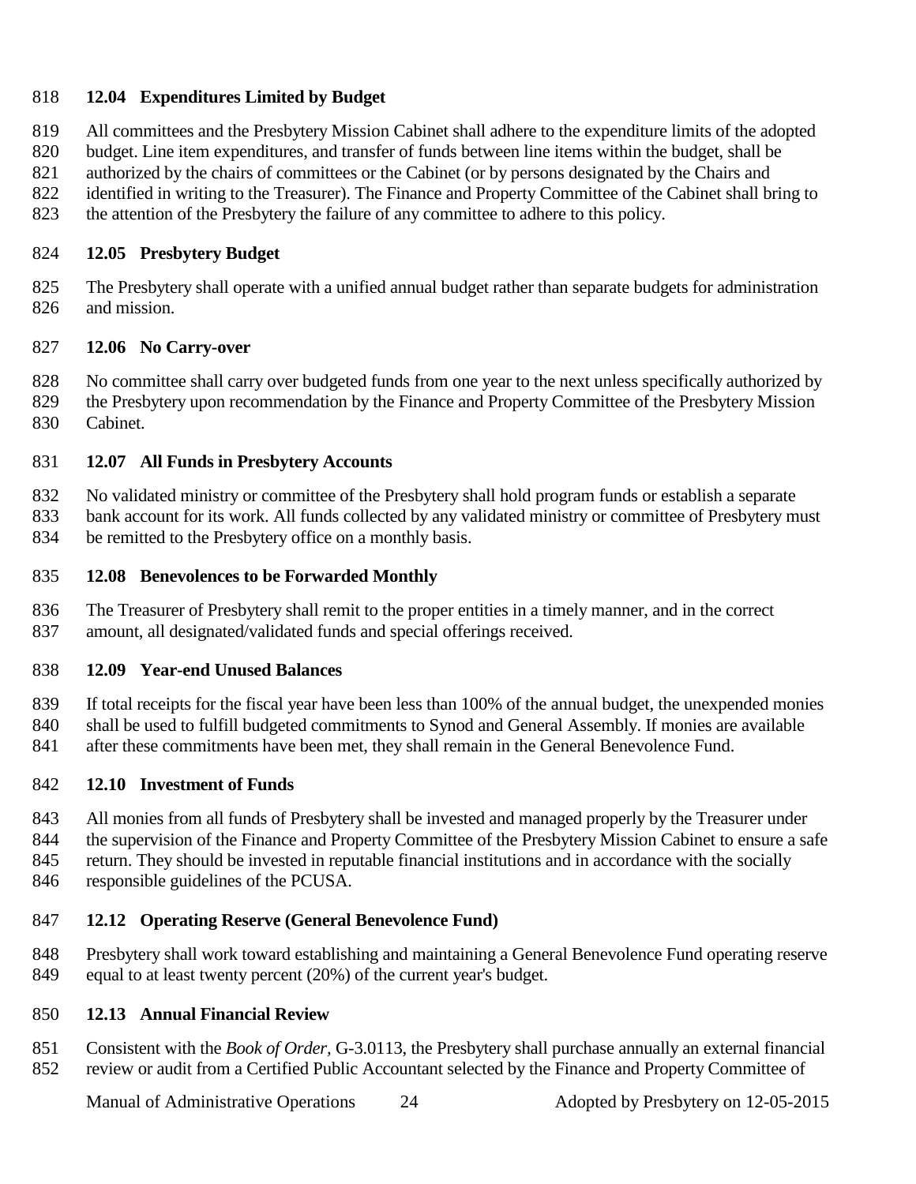### 12.04 Expenditures Limited by Budget

All committees and the Presbytery Mission Cabinet shall adhere to the expenditure limits of the adopted budget. Line item expenditures, and transfer of funds between line items within the budget, shall be authorized by the chairs of committees or the Cabinet (or by persons designated by the Chairs and identified in writing to the Treasurer). The Finance and Property Committee of the Cabinet shall bring to the attention of the Presbytery the failure of any committee to adhere to this policy.

### 12.05 Presbytery Budget

The Presbytery shall operate with a unified annual budget rather than separate budgets for administration and mission.

### 12.06 No Carry-over

No committee shall carry over budgeted funds from one year to the next unless specifically authorized by the Presbytery upon recommendation by the Finance and Property Committee of the Presbytery Mission Cabinet.

### 12.07 All Funds in Presbytery Accounts

No validated ministry or committee of the Presbytery shall hold program funds or establish a separate bank account for its work. All funds collected by any validated ministry or committee of Presbytery must be remitted to the Presbytery office on a monthly basis.

### 12.08 Benevolences to be Forwarded Monthly

The Treasurer of Presbytery shall remit to the proper entities in a timely manner, and in the correct amount, all designated/validated funds and special offerings received.

### 12.09 Year-end Unused Balances

If total receipts for the fiscal year have been less than 100% of the annual budget, the unexpended monies shall be used to fulfill budgeted commitments to Synod and General Assembly. If monies are available after these commitments have been met, they shall remain in the General Benevolence Fund.

### 12.10 Investment of Funds

All monies from all funds of Presbytery shall be invested and managed properly by the Treasurer under the supervision of the Finance and Property Committee of the Presbytery Mission Cabinet to ensure a safe return. They should be invested in reputable financial institutions and in accordance with the socially responsible guidelines of the PCUSA.

### 12.12 Operating Reserve (General Benevolence Fund)

Presbytery shall work toward establishing and maintaining a General Benevolence Fund operating reserve equal to at least twenty percent (20%) of the current year's budget.

### 12.13 Annual Financial Review

Consistent with the *Book of Order*, G-3.0113, the Presbytery shall purchase annually an external financial review or audit from a Certified Public Accountant selected by the Finance and Property Committee of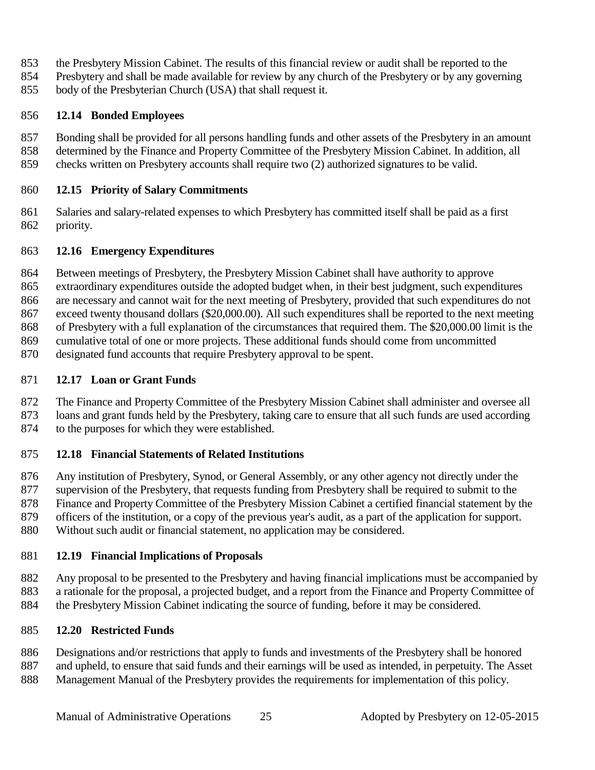the Presbytery Mission Cabinet. The results of this financial review or audit shall be reported to the Presbytery and shall be made available for review by any church of the Presbytery or by any governing body of the Presbyterian Church (USA) that shall request it.

### 12.14 Bonded Employees

Bonding shall be provided for all persons handling funds and other assets of the Presbytery in an amount determined by the Finance and Property Committee of the Presbytery Mission Cabinet. In addition, all checks written on Presbytery accounts shall require two (2) authorized signatures to be valid.

### 12.15 Priority of Salary Commitments

Salaries and salary-related expenses to which Presbytery has committed itself shall be paid as a first priority.

### 12.16 Emergency Expenditures

Between meetings of Presbytery, the Presbytery Mission Cabinet shall have authority to approve extraordinary expenditures outside the adopted budget when, in their best judgment, such expenditures are necessary and cannot wait for the next meeting of Presbytery, provided that such expenditures do not exceed twenty thousand dollars ($20,000.00). All such expenditures shall be reported to the next meeting of Presbytery with a full explanation of the circumstances that required them. The $20,000.00 limit is the cumulative total of one or more projects. These additional funds should come from uncommitted designated fund accounts that require Presbytery approval to be spent.

### 12.17 Loan or Grant Funds

The Finance and Property Committee of the Presbytery Mission Cabinet shall administer and oversee all loans and grant funds held by the Presbytery, taking care to ensure that all such funds are used according to the purposes for which they were established.

### 12.18 Financial Statements of Related Institutions

Any institution of Presbytery, Synod, or General Assembly, or any other agency not directly under the supervision of the Presbytery, that requests funding from Presbytery shall be required to submit to the Finance and Property Committee of the Presbytery Mission Cabinet a certified financial statement by the officers of the institution, or a copy of the previous year's audit, as a part of the application for support. Without such audit or financial statement, no application may be considered.

### 12.19 Financial Implications of Proposals

Any proposal to be presented to the Presbytery and having financial implications must be accompanied by a rationale for the proposal, a projected budget, and a report from the Finance and Property Committee of the Presbytery Mission Cabinet indicating the source of funding, before it may be considered.

### 12.20 Restricted Funds

Designations and/or restrictions that apply to funds and investments of the Presbytery shall be honored and upheld, to ensure that said funds and their earnings will be used as intended, in perpetuity. The Asset Management Manual of the Presbytery provides the requirements for implementation of this policy.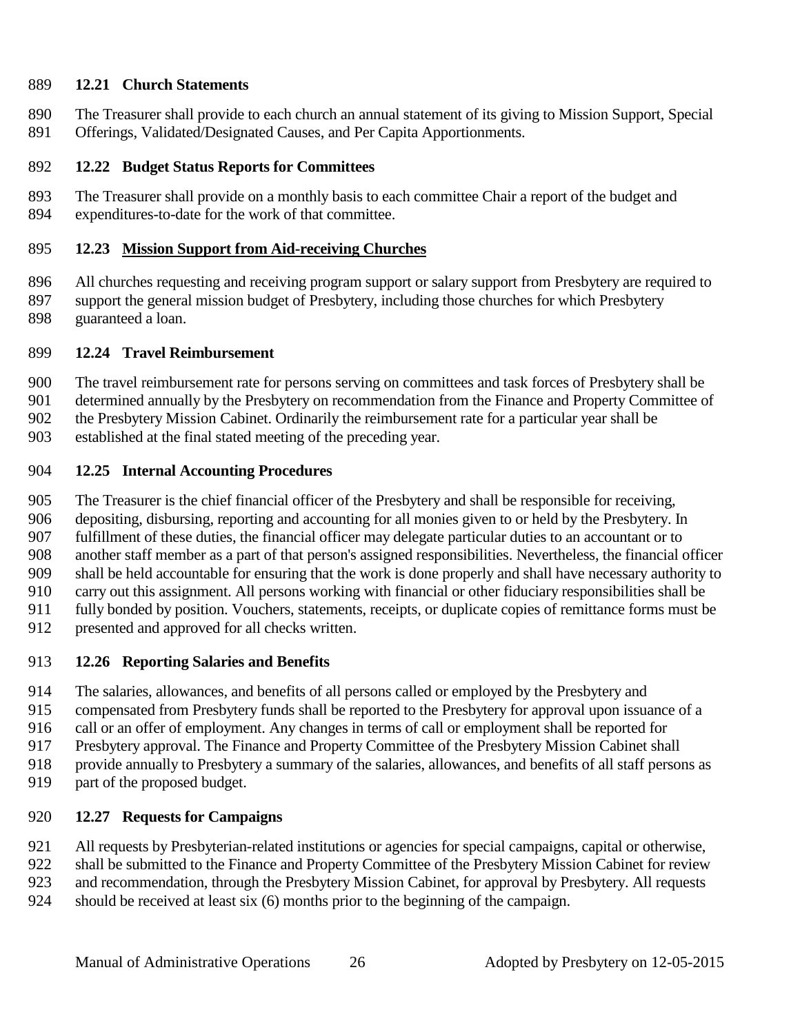### 12.21 Church Statements

The Treasurer shall provide to each church an annual statement of its giving to Mission Support, Special Offerings, Validated/Designated Causes, and Per Capita Apportionments.

### 12.22 Budget Status Reports for Committees

The Treasurer shall provide on a monthly basis to each committee Chair a report of the budget and expenditures-to-date for the work of that committee.

### 12.23 <u>Mission Support from Aid-receiving Churches</u>

All churches requesting and receiving program support or salary support from Presbytery are required to support the general mission budget of Presbytery, including those churches for which Presbytery guaranteed a loan.

### 12.24 Travel Reimbursement

The travel reimbursement rate for persons serving on committees and task forces of Presbytery shall be determined annually by the Presbytery on recommendation from the Finance and Property Committee of the Presbytery Mission Cabinet. Ordinarily the reimbursement rate for a particular year shall be established at the final stated meeting of the preceding year.

### 12.25 Internal Accounting Procedures

The Treasurer is the chief financial officer of the Presbytery and shall be responsible for receiving, depositing, disbursing, reporting and accounting for all monies given to or held by the Presbytery. In fulfillment of these duties, the financial officer may delegate particular duties to an accountant or to another staff member as a part of that person's assigned responsibilities. Nevertheless, the financial officer shall be held accountable for ensuring that the work is done properly and shall have necessary authority to carry out this assignment. All persons working with financial or other fiduciary responsibilities shall be fully bonded by position. Vouchers, statements, receipts, or duplicate copies of remittance forms must be presented and approved for all checks written.

### 12.26 Reporting Salaries and Benefits

The salaries, allowances, and benefits of all persons called or employed by the Presbytery and compensated from Presbytery funds shall be reported to the Presbytery for approval upon issuance of a call or an offer of employment. Any changes in terms of call or employment shall be reported for Presbytery approval. The Finance and Property Committee of the Presbytery Mission Cabinet shall provide annually to Presbytery a summary of the salaries, allowances, and benefits of all staff persons as part of the proposed budget.

### 12.27 Requests for Campaigns

All requests by Presbyterian-related institutions or agencies for special campaigns, capital or otherwise, shall be submitted to the Finance and Property Committee of the Presbytery Mission Cabinet for review and recommendation, through the Presbytery Mission Cabinet, for approval by Presbytery. All requests should be received at least six (6) months prior to the beginning of the campaign.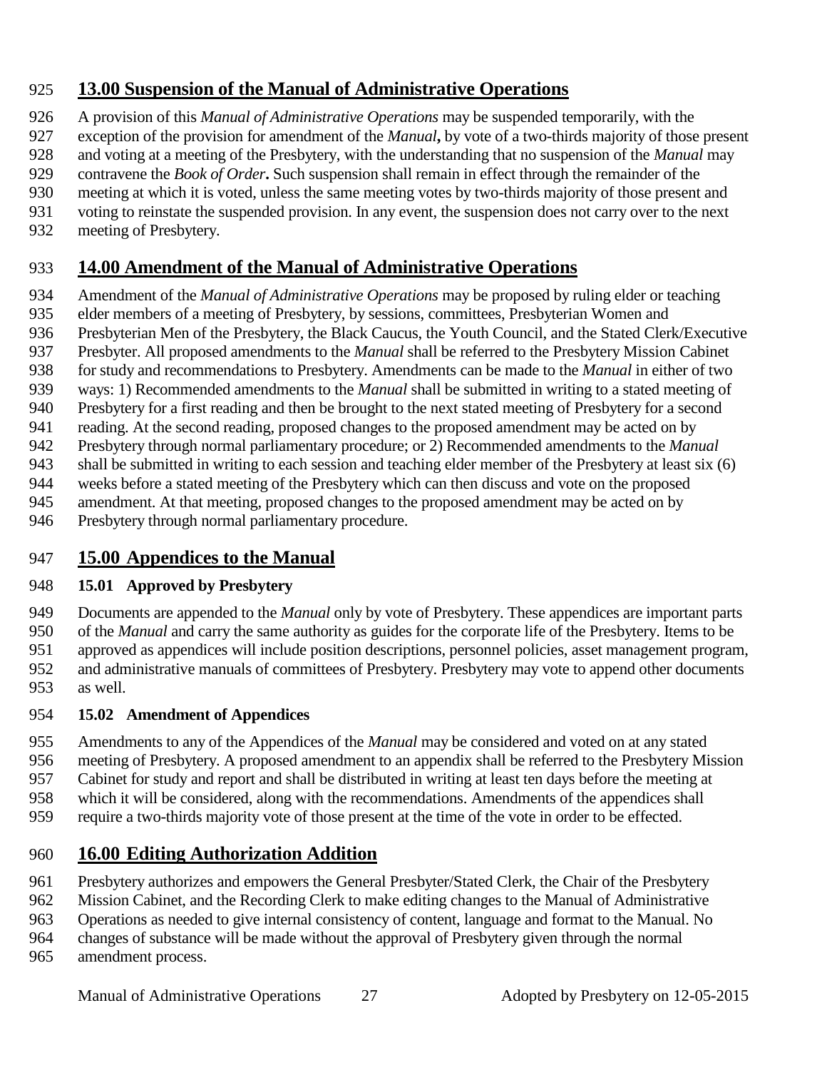## 13.00 Suspension of the Manual of Administrative Operations

A provision of this *Manual of Administrative Operations* may be suspended temporarily, with the exception of the provision for amendment of the *Manual***,** by vote of a two-thirds majority of those present and voting at a meeting of the Presbytery, with the understanding that no suspension of the *Manual* may contravene the *Book of Order***.** Such suspension shall remain in effect through the remainder of the meeting at which it is voted, unless the same meeting votes by two-thirds majority of those present and voting to reinstate the suspended provision. In any event, the suspension does not carry over to the next meeting of Presbytery.

## 14.00 Amendment of the Manual of Administrative Operations

Amendment of the *Manual of Administrative Operations* may be proposed by ruling elder or teaching elder members of a meeting of Presbytery, by sessions, committees, Presbyterian Women and Presbyterian Men of the Presbytery, the Black Caucus, the Youth Council, and the Stated Clerk/Executive Presbyter. All proposed amendments to the *Manual* shall be referred to the Presbytery Mission Cabinet for study and recommendations to Presbytery. Amendments can be made to the *Manual* in either of two ways: 1) Recommended amendments to the *Manual* shall be submitted in writing to a stated meeting of Presbytery for a first reading and then be brought to the next stated meeting of Presbytery for a second reading. At the second reading, proposed changes to the proposed amendment may be acted on by Presbytery through normal parliamentary procedure; or 2) Recommended amendments to the *Manual* shall be submitted in writing to each session and teaching elder member of the Presbytery at least six (6) weeks before a stated meeting of the Presbytery which can then discuss and vote on the proposed amendment. At that meeting, proposed changes to the proposed amendment may be acted on by Presbytery through normal parliamentary procedure.

## 15.00 Appendices to the Manual

### 15.01 Approved by Presbytery

Documents are appended to the *Manual* only by vote of Presbytery. These appendices are important parts of the *Manual* and carry the same authority as guides for the corporate life of the Presbytery. Items to be approved as appendices will include position descriptions, personnel policies, asset management program, and administrative manuals of committees of Presbytery. Presbytery may vote to append other documents as well.

### 15.02 Amendment of Appendices

Amendments to any of the Appendices of the *Manual* may be considered and voted on at any stated meeting of Presbytery. A proposed amendment to an appendix shall be referred to the Presbytery Mission Cabinet for study and report and shall be distributed in writing at least ten days before the meeting at which it will be considered, along with the recommendations. Amendments of the appendices shall require a two-thirds majority vote of those present at the time of the vote in order to be effected.

## 16.00 Editing Authorization Addition

Presbytery authorizes and empowers the General Presbyter/Stated Clerk, the Chair of the Presbytery Mission Cabinet, and the Recording Clerk to make editing changes to the Manual of Administrative Operations as needed to give internal consistency of content, language and format to the Manual. No changes of substance will be made without the approval of Presbytery given through the normal amendment process.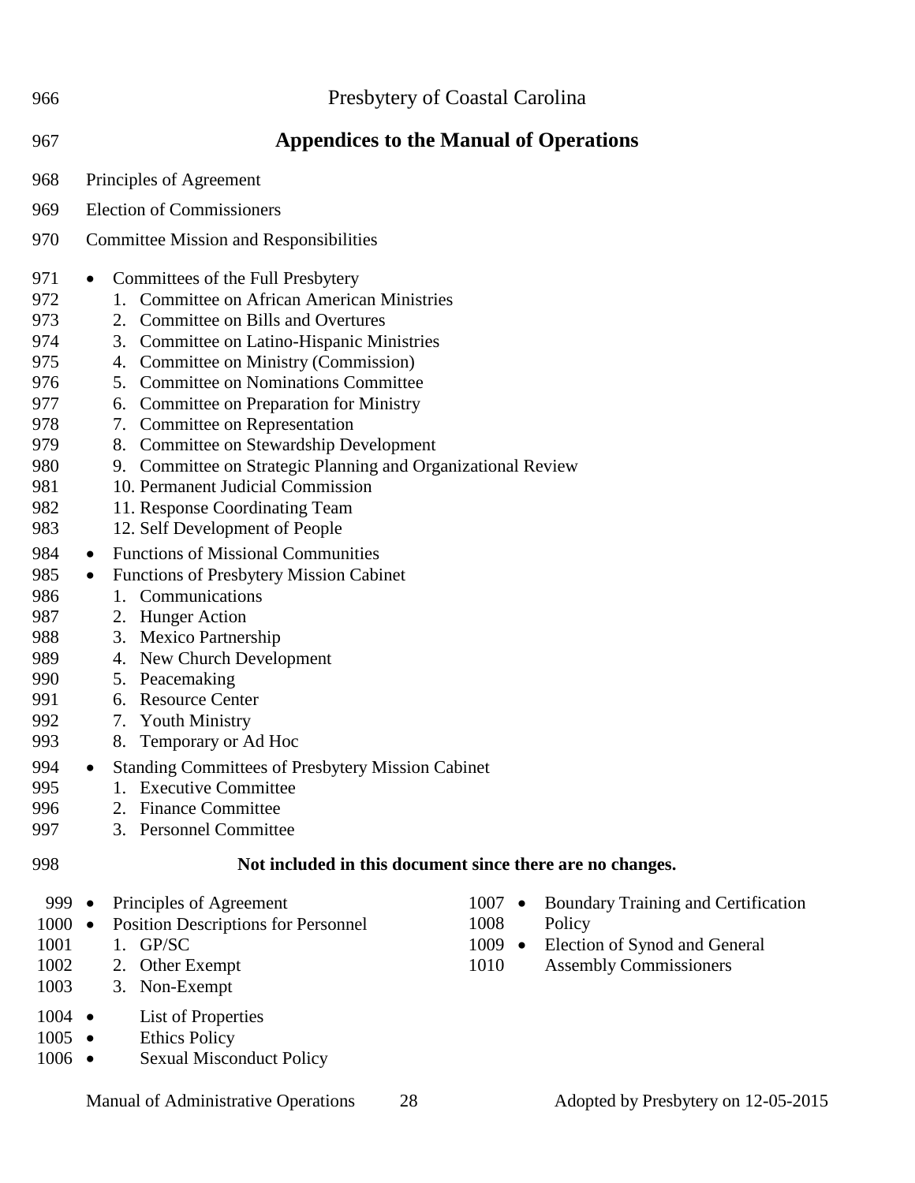Presbytery of Coastal Carolina

# Appendices to the Manual of Operations

Principles of Agreement

Election of Commissioners

Committee Mission and Responsibilities

- Committees of the Full Presbytery
  1. Committee on African American Ministries
  2. Committee on Bills and Overtures
  3. Committee on Latino-Hispanic Ministries
  4. Committee on Ministry (Commission)
  5. Committee on Nominations Committee
  6. Committee on Preparation for Ministry
  7. Committee on Representation
  8. Committee on Stewardship Development
  9. Committee on Strategic Planning and Organizational Review
  10. Permanent Judicial Commission
  11. Response Coordinating Team
  12. Self Development of People
- Functions of Missional Communities
- Functions of Presbytery Mission Cabinet
  1. Communications
  2. Hunger Action
  3. Mexico Partnership
  4. New Church Development
  5. Peacemaking
  6. Resource Center
  7. Youth Ministry
  8. Temporary or Ad Hoc
- Standing Committees of Presbytery Mission Cabinet
  1. Executive Committee
  2. Finance Committee
  3. Personnel Committee

**Not included in this document since there are no changes.**

- Principles of Agreement
- Position Descriptions for Personnel
  1. GP/SC
  2. Other Exempt
  3. Non-Exempt
- List of Properties
- Ethics Policy
- Sexual Misconduct Policy
- Boundary Training and Certification Policy
- Election of Synod and General Assembly Commissioners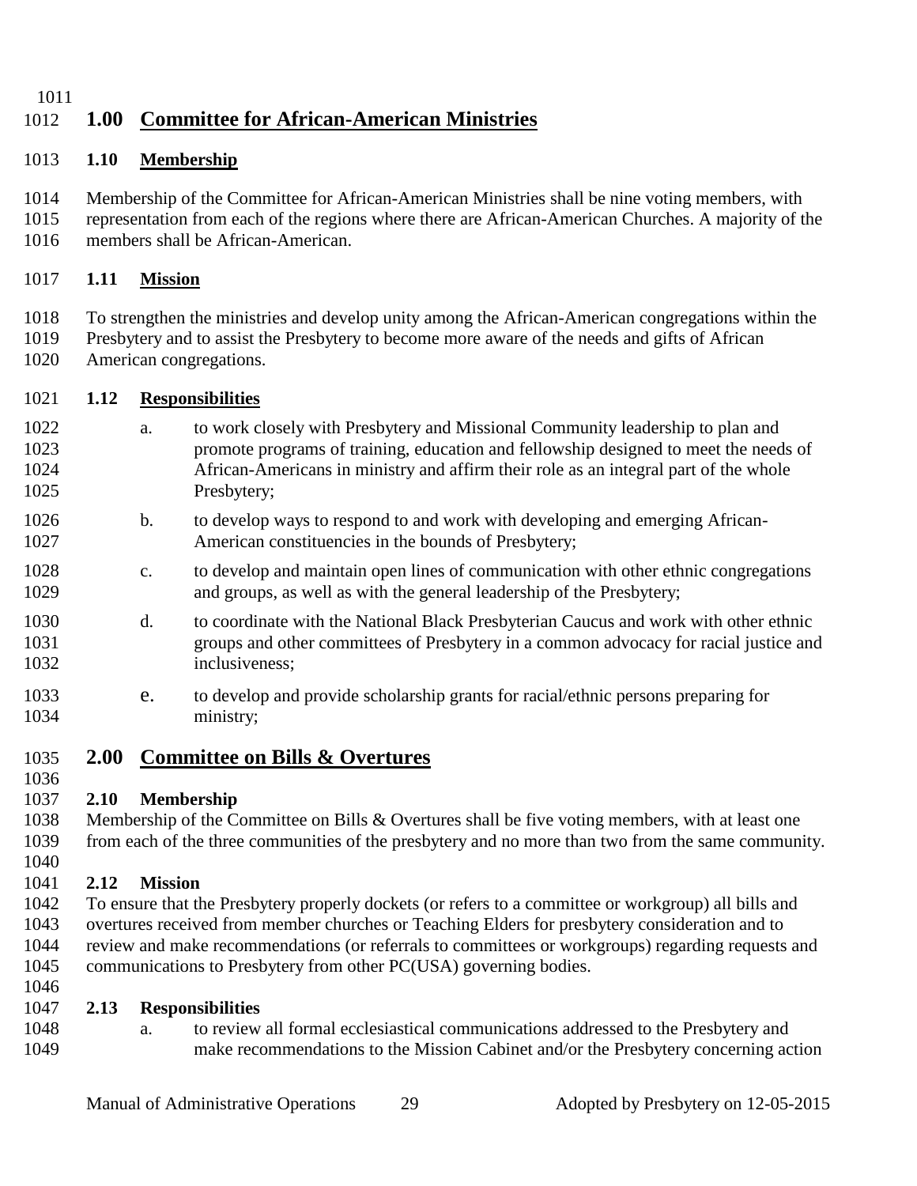## 1.00 Committee for African-American Ministries

### 1.10 Membership

Membership of the Committee for African-American Ministries shall be nine voting members, with representation from each of the regions where there are African-American Churches. A majority of the members shall be African-American.

### 1.11 Mission

To strengthen the ministries and develop unity among the African-American congregations within the Presbytery and to assist the Presbytery to become more aware of the needs and gifts of African American congregations.

### 1.12 Responsibilities

a. to work closely with Presbytery and Missional Community leadership to plan and promote programs of training, education and fellowship designed to meet the needs of African-Americans in ministry and affirm their role as an integral part of the whole Presbytery;

b. to develop ways to respond to and work with developing and emerging African-American constituencies in the bounds of Presbytery;

c. to develop and maintain open lines of communication with other ethnic congregations and groups, as well as with the general leadership of the Presbytery;

d. to coordinate with the National Black Presbyterian Caucus and work with other ethnic groups and other committees of Presbytery in a common advocacy for racial justice and inclusiveness;

e. to develop and provide scholarship grants for racial/ethnic persons preparing for ministry;

## 2.00 Committee on Bills & Overtures

### 2.10 Membership

Membership of the Committee on Bills & Overtures shall be five voting members, with at least one from each of the three communities of the presbytery and no more than two from the same community.

### 2.12 Mission

To ensure that the Presbytery properly dockets (or refers to a committee or workgroup) all bills and overtures received from member churches or Teaching Elders for presbytery consideration and to review and make recommendations (or referrals to committees or workgroups) regarding requests and communications to Presbytery from other PC(USA) governing bodies.

### 2.13 Responsibilities

a. to review all formal ecclesiastical communications addressed to the Presbytery and make recommendations to the Mission Cabinet and/or the Presbytery concerning action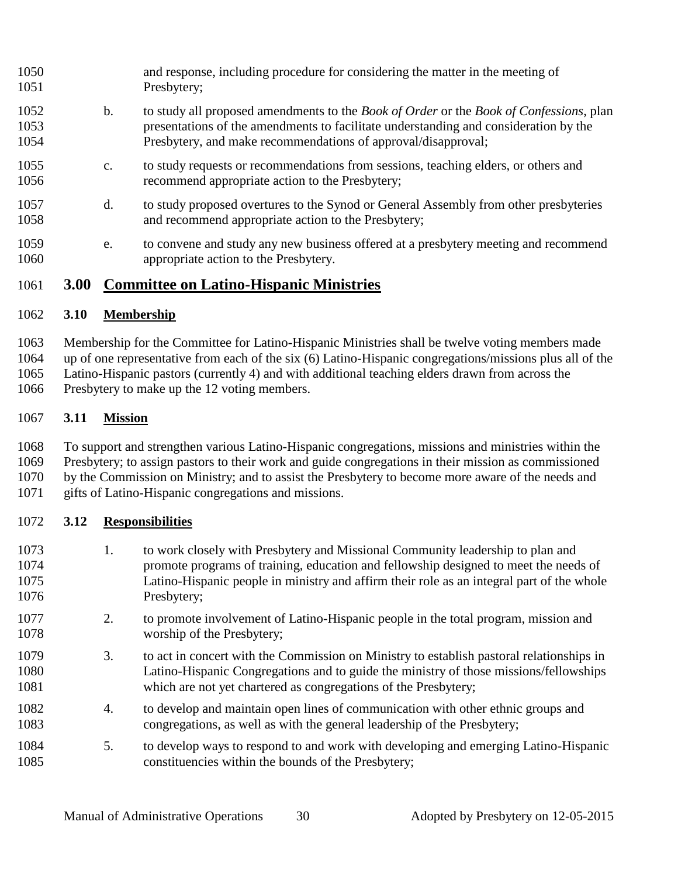and response, including procedure for considering the matter in the meeting of Presbytery;

b. to study all proposed amendments to the *Book of Order* or the *Book of Confessions*, plan presentations of the amendments to facilitate understanding and consideration by the Presbytery, and make recommendations of approval/disapproval;

c. to study requests or recommendations from sessions, teaching elders, or others and recommend appropriate action to the Presbytery;

d. to study proposed overtures to the Synod or General Assembly from other presbyteries and recommend appropriate action to the Presbytery;

e. to convene and study any new business offered at a presbytery meeting and recommend appropriate action to the Presbytery.

## 3.00 Committee on Latino-Hispanic Ministries

### 3.10 Membership

Membership for the Committee for Latino-Hispanic Ministries shall be twelve voting members made up of one representative from each of the six (6) Latino-Hispanic congregations/missions plus all of the Latino-Hispanic pastors (currently 4) and with additional teaching elders drawn from across the Presbytery to make up the 12 voting members.

### 3.11 Mission

To support and strengthen various Latino-Hispanic congregations, missions and ministries within the Presbytery; to assign pastors to their work and guide congregations in their mission as commissioned by the Commission on Ministry; and to assist the Presbytery to become more aware of the needs and gifts of Latino-Hispanic congregations and missions.

### 3.12 Responsibilities

1. to work closely with Presbytery and Missional Community leadership to plan and promote programs of training, education and fellowship designed to meet the needs of Latino-Hispanic people in ministry and affirm their role as an integral part of the whole Presbytery;

2. to promote involvement of Latino-Hispanic people in the total program, mission and worship of the Presbytery;

3. to act in concert with the Commission on Ministry to establish pastoral relationships in Latino-Hispanic Congregations and to guide the ministry of those missions/fellowships which are not yet chartered as congregations of the Presbytery;

4. to develop and maintain open lines of communication with other ethnic groups and congregations, as well as with the general leadership of the Presbytery;

5. to develop ways to respond to and work with developing and emerging Latino-Hispanic constituencies within the bounds of the Presbytery;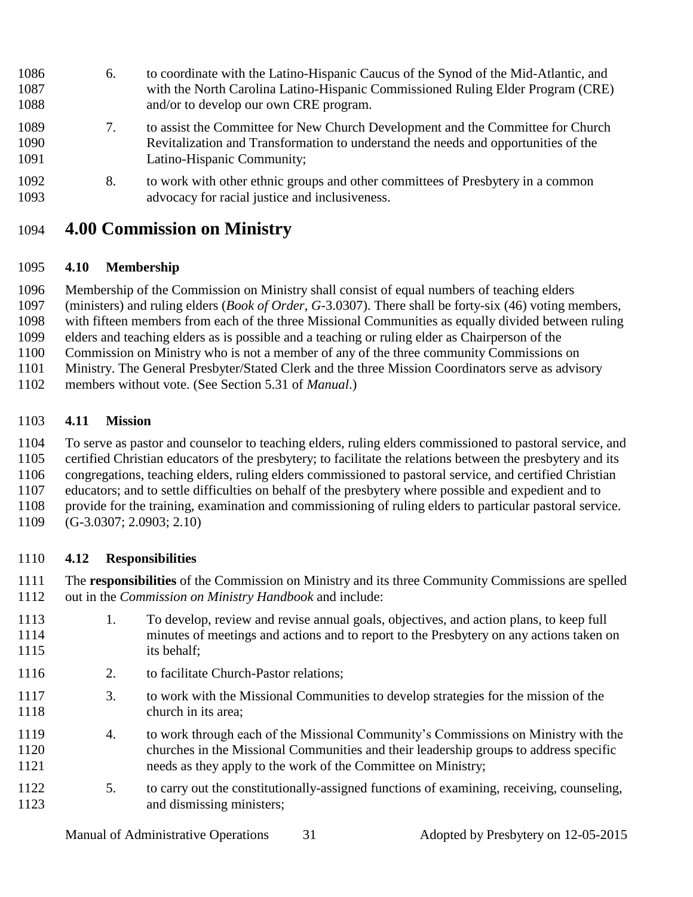6. to coordinate with the Latino-Hispanic Caucus of the Synod of the Mid-Atlantic, and with the North Carolina Latino-Hispanic Commissioned Ruling Elder Program (CRE) and/or to develop our own CRE program.
7. to assist the Committee for New Church Development and the Committee for Church Revitalization and Transformation to understand the needs and opportunities of the Latino-Hispanic Community;
8. to work with other ethnic groups and other committees of Presbytery in a common advocacy for racial justice and inclusiveness.

# 4.00 Commission on Ministry

## 4.10 Membership

Membership of the Commission on Ministry shall consist of equal numbers of teaching elders (ministers) and ruling elders (*Book of Order, G*-3.0307). There shall be forty-six (46) voting members, with fifteen members from each of the three Missional Communities as equally divided between ruling elders and teaching elders as is possible and a teaching or ruling elder as Chairperson of the Commission on Ministry who is not a member of any of the three community Commissions on Ministry. The General Presbyter/Stated Clerk and the three Mission Coordinators serve as advisory members without vote. (See Section 5.31 of *Manual*.)

## 4.11 Mission

To serve as pastor and counselor to teaching elders, ruling elders commissioned to pastoral service, and certified Christian educators of the presbytery; to facilitate the relations between the presbytery and its congregations, teaching elders, ruling elders commissioned to pastoral service, and certified Christian educators; and to settle difficulties on behalf of the presbytery where possible and expedient and to provide for the training, examination and commissioning of ruling elders to particular pastoral service. (G-3.0307; 2.0903; 2.10)

## 4.12 Responsibilities

The **responsibilities** of the Commission on Ministry and its three Community Commissions are spelled out in the *Commission on Ministry Handbook* and include:

1. To develop, review and revise annual goals, objectives, and action plans, to keep full minutes of meetings and actions and to report to the Presbytery on any actions taken on its behalf;
2. to facilitate Church-Pastor relations;
3. to work with the Missional Communities to develop strategies for the mission of the church in its area;
4. to work through each of the Missional Community's Commissions on Ministry with the churches in the Missional Communities and their leadership groups to address specific needs as they apply to the work of the Committee on Ministry;
5. to carry out the constitutionally-assigned functions of examining, receiving, counseling, and dismissing ministers;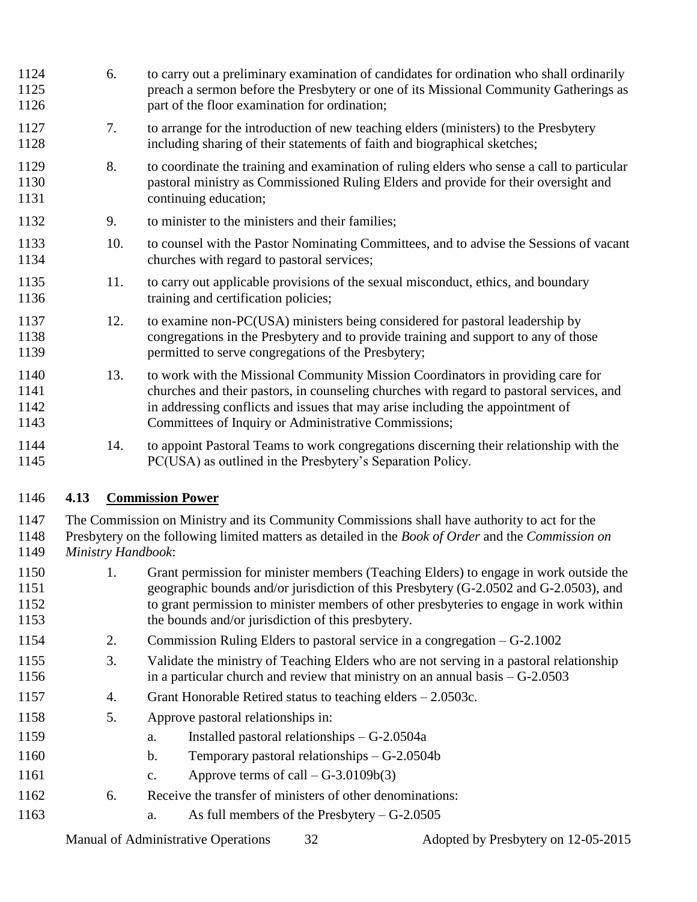6. to carry out a preliminary examination of candidates for ordination who shall ordinarily preach a sermon before the Presbytery or one of its Missional Community Gatherings as part of the floor examination for ordination;

7. to arrange for the introduction of new teaching elders (ministers) to the Presbytery including sharing of their statements of faith and biographical sketches;

8. to coordinate the training and examination of ruling elders who sense a call to particular pastoral ministry as Commissioned Ruling Elders and provide for their oversight and continuing education;

9. to minister to the ministers and their families;

10. to counsel with the Pastor Nominating Committees, and to advise the Sessions of vacant churches with regard to pastoral services;

11. to carry out applicable provisions of the sexual misconduct, ethics, and boundary training and certification policies;

12. to examine non-PC(USA) ministers being considered for pastoral leadership by congregations in the Presbytery and to provide training and support to any of those permitted to serve congregations of the Presbytery;

13. to work with the Missional Community Mission Coordinators in providing care for churches and their pastors, in counseling churches with regard to pastoral services, and in addressing conflicts and issues that may arise including the appointment of Committees of Inquiry or Administrative Commissions;

14. to appoint Pastoral Teams to work congregations discerning their relationship with the PC(USA) as outlined in the Presbytery's Separation Policy.

### 4.13 Commission Power

The Commission on Ministry and its Community Commissions shall have authority to act for the Presbytery on the following limited matters as detailed in the *Book of Order* and the *Commission on Ministry Handbook*:

1. Grant permission for minister members (Teaching Elders) to engage in work outside the geographic bounds and/or jurisdiction of this Presbytery (G-2.0502 and G-2.0503), and to grant permission to minister members of other presbyteries to engage in work within the bounds and/or jurisdiction of this presbytery.
2. Commission Ruling Elders to pastoral service in a congregation – G-2.1002
3. Validate the ministry of Teaching Elders who are not serving in a pastoral relationship in a particular church and review that ministry on an annual basis – G-2.0503
4. Grant Honorable Retired status to teaching elders – 2.0503c.
5. Approve pastoral relationships in:
   a. Installed pastoral relationships – G-2.0504a
   b. Temporary pastoral relationships – G-2.0504b
   c. Approve terms of call – G-3.0109b(3)
6. Receive the transfer of ministers of other denominations:
   a. As full members of the Presbytery – G-2.0505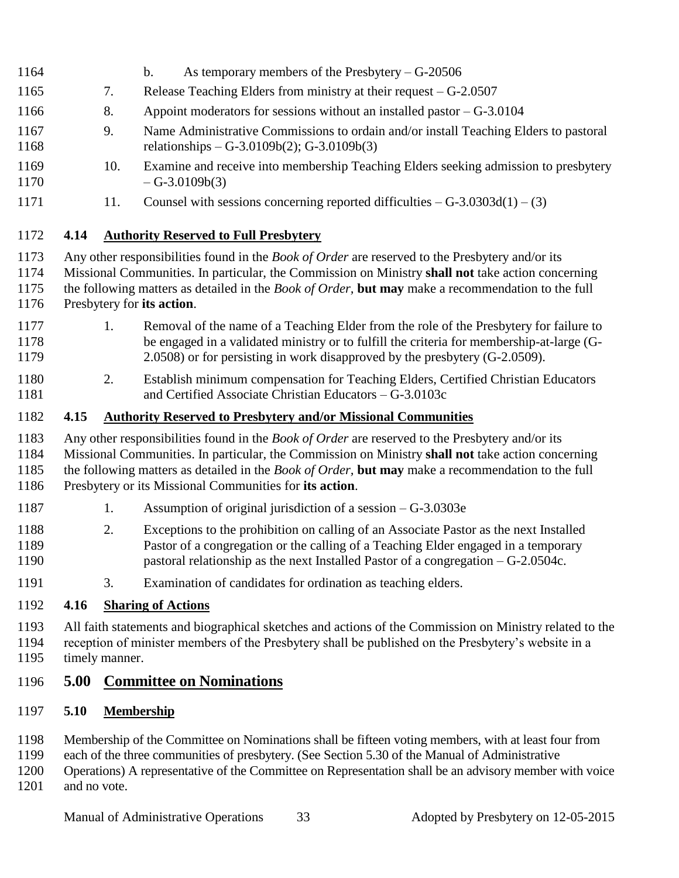b. As temporary members of the Presbytery – G-20506

7. Release Teaching Elders from ministry at their request – G-2.0507
8. Appoint moderators for sessions without an installed pastor – G-3.0104
9. Name Administrative Commissions to ordain and/or install Teaching Elders to pastoral relationships – G-3.0109b(2); G-3.0109b(3)
10. Examine and receive into membership Teaching Elders seeking admission to presbytery – G-3.0109b(3)
11. Counsel with sessions concerning reported difficulties – G-3.0303d(1) – (3)

### 4.14 Authority Reserved to Full Presbytery

Any other responsibilities found in the *Book of Order* are reserved to the Presbytery and/or its Missional Communities. In particular, the Commission on Ministry **shall not** take action concerning the following matters as detailed in the *Book of Order*, **but may** make a recommendation to the full Presbytery for **its action**.

1. Removal of the name of a Teaching Elder from the role of the Presbytery for failure to be engaged in a validated ministry or to fulfill the criteria for membership-at-large (G-2.0508) or for persisting in work disapproved by the presbytery (G-2.0509).
2. Establish minimum compensation for Teaching Elders, Certified Christian Educators and Certified Associate Christian Educators – G-3.0103c

### 4.15 Authority Reserved to Presbytery and/or Missional Communities

Any other responsibilities found in the *Book of Order* are reserved to the Presbytery and/or its Missional Communities. In particular, the Commission on Ministry **shall not** take action concerning the following matters as detailed in the *Book of Order*, **but may** make a recommendation to the full Presbytery or its Missional Communities for **its action**.

1. Assumption of original jurisdiction of a session – G-3.0303e
2. Exceptions to the prohibition on calling of an Associate Pastor as the next Installed Pastor of a congregation or the calling of a Teaching Elder engaged in a temporary pastoral relationship as the next Installed Pastor of a congregation – G-2.0504c.
3. Examination of candidates for ordination as teaching elders.

### 4.16 Sharing of Actions

All faith statements and biographical sketches and actions of the Commission on Ministry related to the reception of minister members of the Presbytery shall be published on the Presbytery's website in a timely manner.

## 5.00 Committee on Nominations

### 5.10 Membership

Membership of the Committee on Nominations shall be fifteen voting members, with at least four from each of the three communities of presbytery. (See Section 5.30 of the Manual of Administrative Operations) A representative of the Committee on Representation shall be an advisory member with voice and no vote.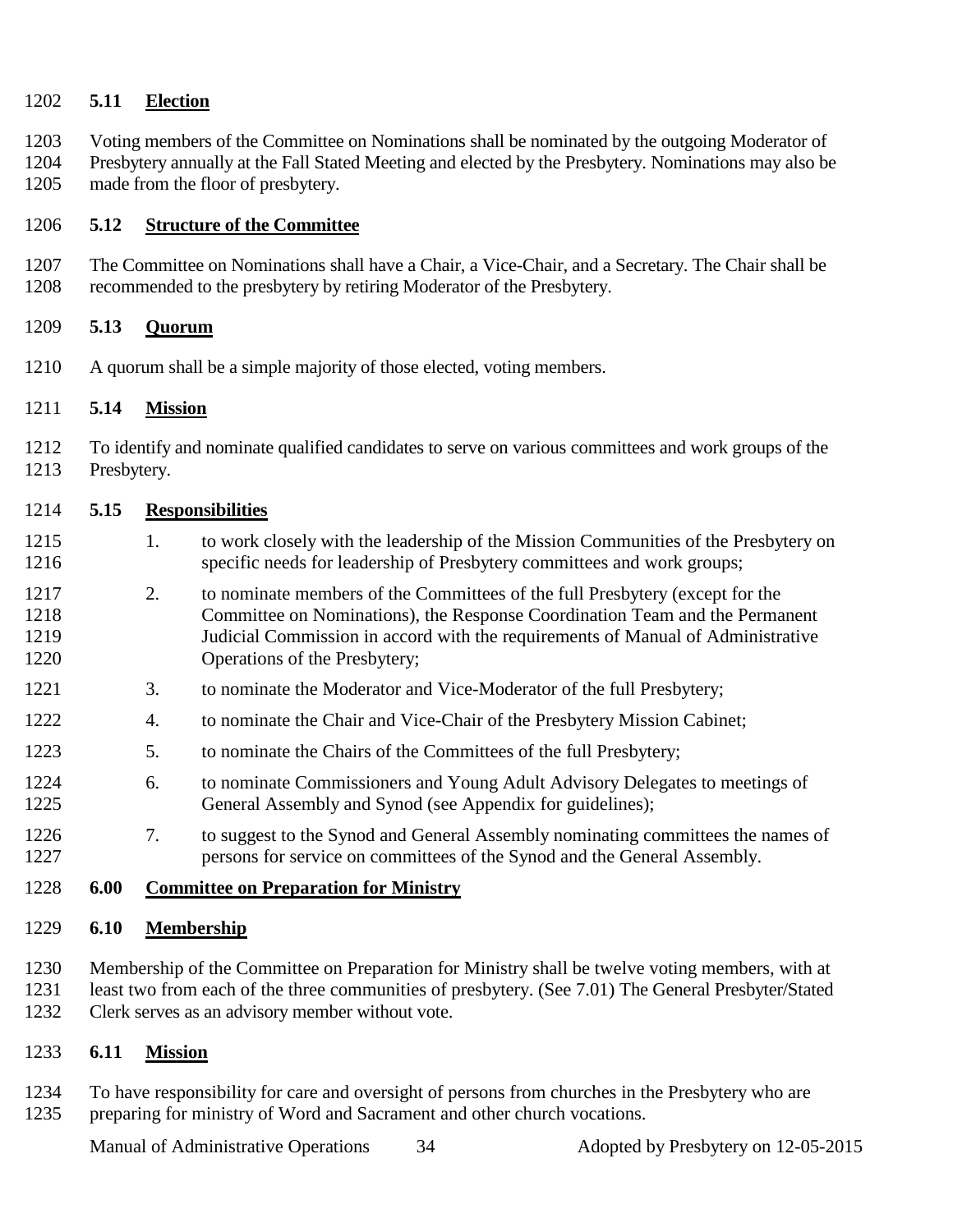### 5.11 Election

Voting members of the Committee on Nominations shall be nominated by the outgoing Moderator of Presbytery annually at the Fall Stated Meeting and elected by the Presbytery. Nominations may also be made from the floor of presbytery.

### 5.12 Structure of the Committee

The Committee on Nominations shall have a Chair, a Vice-Chair, and a Secretary. The Chair shall be recommended to the presbytery by retiring Moderator of the Presbytery.

### 5.13 Quorum

A quorum shall be a simple majority of those elected, voting members.

### 5.14 Mission

To identify and nominate qualified candidates to serve on various committees and work groups of the Presbytery.

### 5.15 Responsibilities

1. to work closely with the leadership of the Mission Communities of the Presbytery on specific needs for leadership of Presbytery committees and work groups;
2. to nominate members of the Committees of the full Presbytery (except for the Committee on Nominations), the Response Coordination Team and the Permanent Judicial Commission in accord with the requirements of Manual of Administrative Operations of the Presbytery;
3. to nominate the Moderator and Vice-Moderator of the full Presbytery;
4. to nominate the Chair and Vice-Chair of the Presbytery Mission Cabinet;
5. to nominate the Chairs of the Committees of the full Presbytery;
6. to nominate Commissioners and Young Adult Advisory Delegates to meetings of General Assembly and Synod (see Appendix for guidelines);
7. to suggest to the Synod and General Assembly nominating committees the names of persons for service on committees of the Synod and the General Assembly.

## 6.00 Committee on Preparation for Ministry

### 6.10 Membership

Membership of the Committee on Preparation for Ministry shall be twelve voting members, with at least two from each of the three communities of presbytery. (See 7.01) The General Presbyter/Stated Clerk serves as an advisory member without vote.

### 6.11 Mission

To have responsibility for care and oversight of persons from churches in the Presbytery who are preparing for ministry of Word and Sacrament and other church vocations.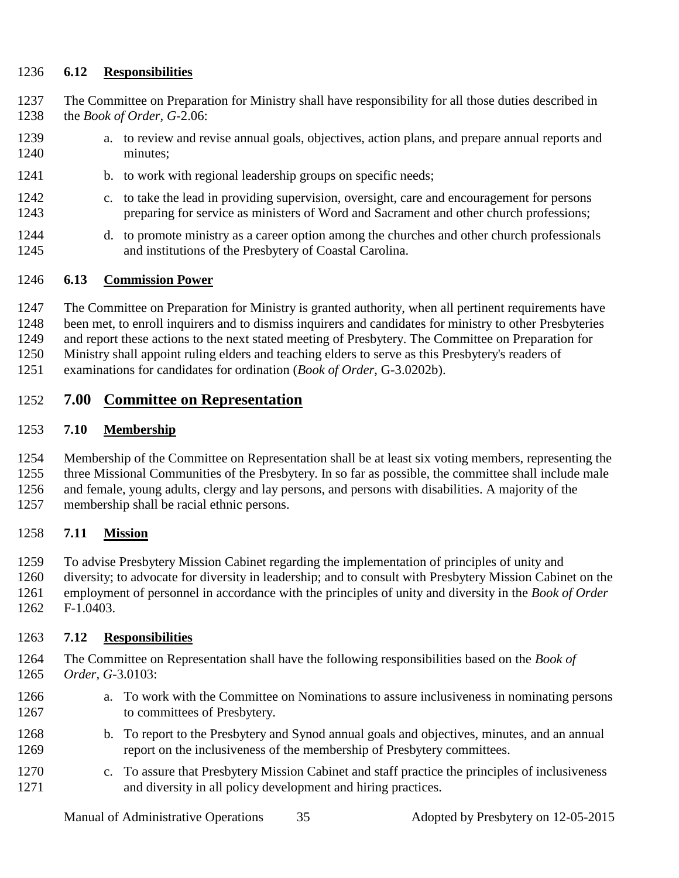### 6.12 Responsibilities

The Committee on Preparation for Ministry shall have responsibility for all those duties described in the *Book of Order, G*-2.06:

a. to review and revise annual goals, objectives, action plans, and prepare annual reports and minutes;

b. to work with regional leadership groups on specific needs;

c. to take the lead in providing supervision, oversight, care and encouragement for persons preparing for service as ministers of Word and Sacrament and other church professions;

d. to promote ministry as a career option among the churches and other church professionals and institutions of the Presbytery of Coastal Carolina.

### 6.13 Commission Power

The Committee on Preparation for Ministry is granted authority, when all pertinent requirements have been met, to enroll inquirers and to dismiss inquirers and candidates for ministry to other Presbyteries and report these actions to the next stated meeting of Presbytery. The Committee on Preparation for Ministry shall appoint ruling elders and teaching elders to serve as this Presbytery's readers of examinations for candidates for ordination (*Book of Order*, G-3.0202b).

## 7.00 Committee on Representation

### 7.10 Membership

Membership of the Committee on Representation shall be at least six voting members, representing the three Missional Communities of the Presbytery. In so far as possible, the committee shall include male and female, young adults, clergy and lay persons, and persons with disabilities. A majority of the membership shall be racial ethnic persons.

### 7.11 Mission

To advise Presbytery Mission Cabinet regarding the implementation of principles of unity and diversity; to advocate for diversity in leadership; and to consult with Presbytery Mission Cabinet on the employment of personnel in accordance with the principles of unity and diversity in the *Book of Order* F-1.0403.

### 7.12 Responsibilities

The Committee on Representation shall have the following responsibilities based on the *Book of Order, G*-3.0103:

a. To work with the Committee on Nominations to assure inclusiveness in nominating persons to committees of Presbytery.

b. To report to the Presbytery and Synod annual goals and objectives, minutes, and an annual report on the inclusiveness of the membership of Presbytery committees.

c. To assure that Presbytery Mission Cabinet and staff practice the principles of inclusiveness and diversity in all policy development and hiring practices.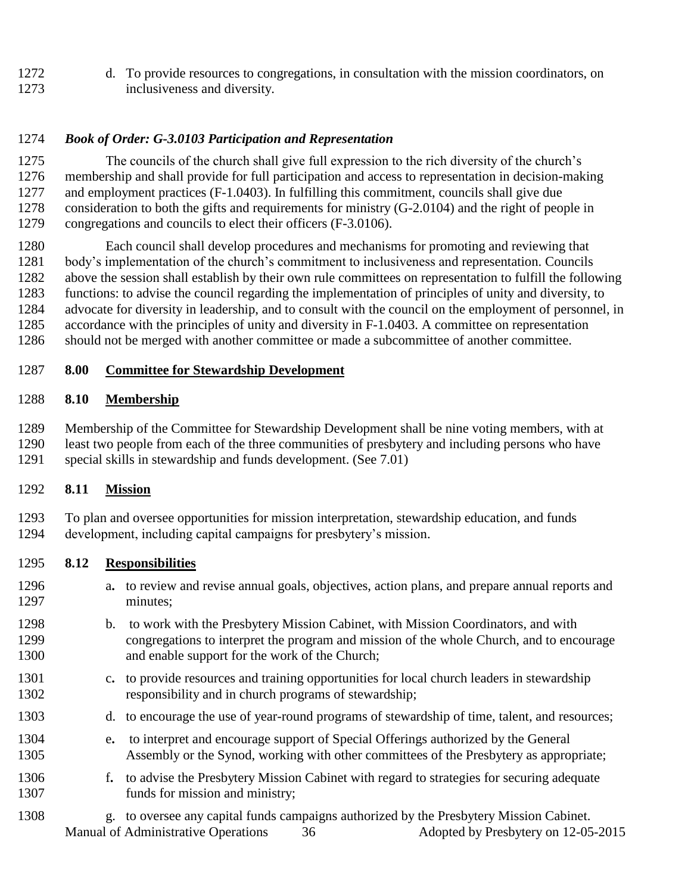d. To provide resources to congregations, in consultation with the mission coordinators, on inclusiveness and diversity.

***Book of Order: G-3.0103 Participation and Representation***

The councils of the church shall give full expression to the rich diversity of the church's membership and shall provide for full participation and access to representation in decision-making and employment practices (F-1.0403). In fulfilling this commitment, councils shall give due consideration to both the gifts and requirements for ministry (G-2.0104) and the right of people in congregations and councils to elect their officers (F-3.0106).

Each council shall develop procedures and mechanisms for promoting and reviewing that body's implementation of the church's commitment to inclusiveness and representation. Councils above the session shall establish by their own rule committees on representation to fulfill the following functions: to advise the council regarding the implementation of principles of unity and diversity, to advocate for diversity in leadership, and to consult with the council on the employment of personnel, in accordance with the principles of unity and diversity in F-1.0403. A committee on representation should not be merged with another committee or made a subcommittee of another committee.

## **8.00 Committee for Stewardship Development**

### **8.10 Membership**

Membership of the Committee for Stewardship Development shall be nine voting members, with at least two people from each of the three communities of presbytery and including persons who have special skills in stewardship and funds development. (See 7.01)

### **8.11 Mission**

To plan and oversee opportunities for mission interpretation, stewardship education, and funds development, including capital campaigns for presbytery's mission.

### **8.12 Responsibilities**

a. to review and revise annual goals, objectives, action plans, and prepare annual reports and minutes;

b. to work with the Presbytery Mission Cabinet, with Mission Coordinators, and with congregations to interpret the program and mission of the whole Church, and to encourage and enable support for the work of the Church;

c. to provide resources and training opportunities for local church leaders in stewardship responsibility and in church programs of stewardship;

d. to encourage the use of year-round programs of stewardship of time, talent, and resources;

e. to interpret and encourage support of Special Offerings authorized by the General Assembly or the Synod, working with other committees of the Presbytery as appropriate;

f. to advise the Presbytery Mission Cabinet with regard to strategies for securing adequate funds for mission and ministry;

g. to oversee any capital funds campaigns authorized by the Presbytery Mission Cabinet.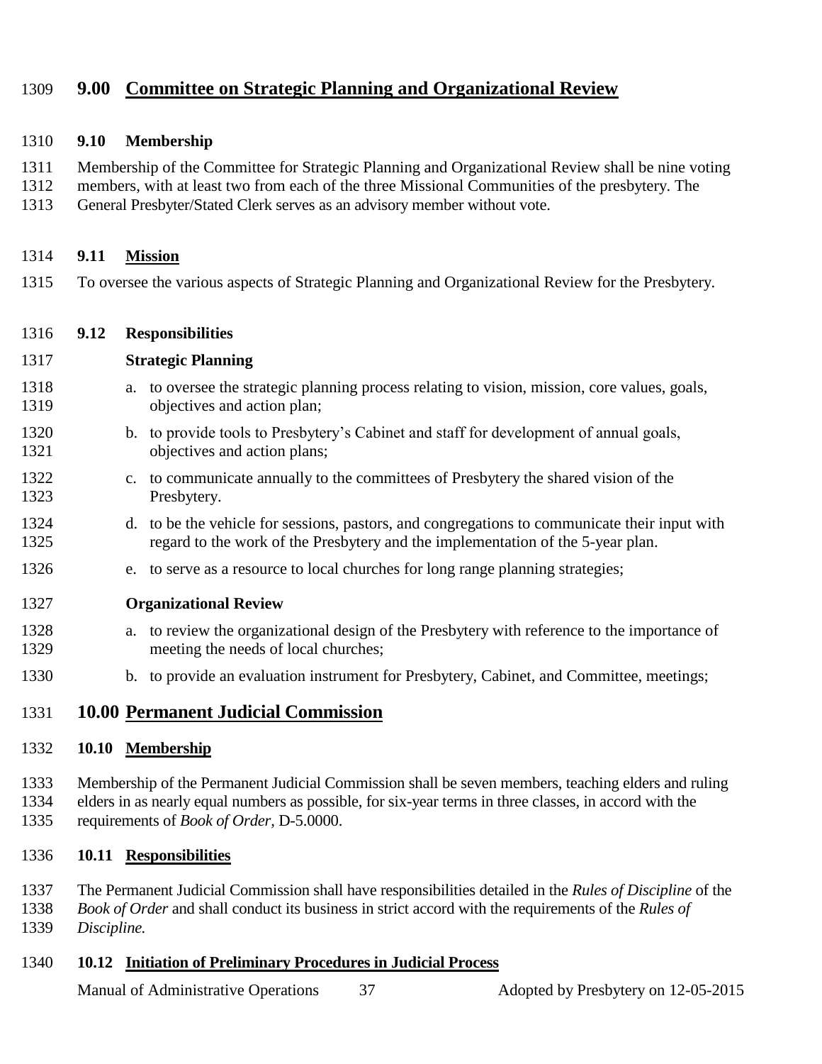## 9.00 Committee on Strategic Planning and Organizational Review

### 9.10 Membership

Membership of the Committee for Strategic Planning and Organizational Review shall be nine voting members, with at least two from each of the three Missional Communities of the presbytery. The General Presbyter/Stated Clerk serves as an advisory member without vote.

### 9.11 Mission

To oversee the various aspects of Strategic Planning and Organizational Review for the Presbytery.

### 9.12 Responsibilities

**Strategic Planning**

a. to oversee the strategic planning process relating to vision, mission, core values, goals, objectives and action plan;

b. to provide tools to Presbytery's Cabinet and staff for development of annual goals, objectives and action plans;

c. to communicate annually to the committees of Presbytery the shared vision of the Presbytery.

d. to be the vehicle for sessions, pastors, and congregations to communicate their input with regard to the work of the Presbytery and the implementation of the 5-year plan.

e. to serve as a resource to local churches for long range planning strategies;

**Organizational Review**

a. to review the organizational design of the Presbytery with reference to the importance of meeting the needs of local churches;

b. to provide an evaluation instrument for Presbytery, Cabinet, and Committee, meetings;

## 10.00 Permanent Judicial Commission

### 10.10 Membership

Membership of the Permanent Judicial Commission shall be seven members, teaching elders and ruling elders in as nearly equal numbers as possible, for six-year terms in three classes, in accord with the requirements of *Book of Order,* D-5.0000.

### 10.11 Responsibilities

The Permanent Judicial Commission shall have responsibilities detailed in the *Rules of Discipline* of the *Book of Order* and shall conduct its business in strict accord with the requirements of the *Rules of Discipline.*

### 10.12 Initiation of Preliminary Procedures in Judicial Process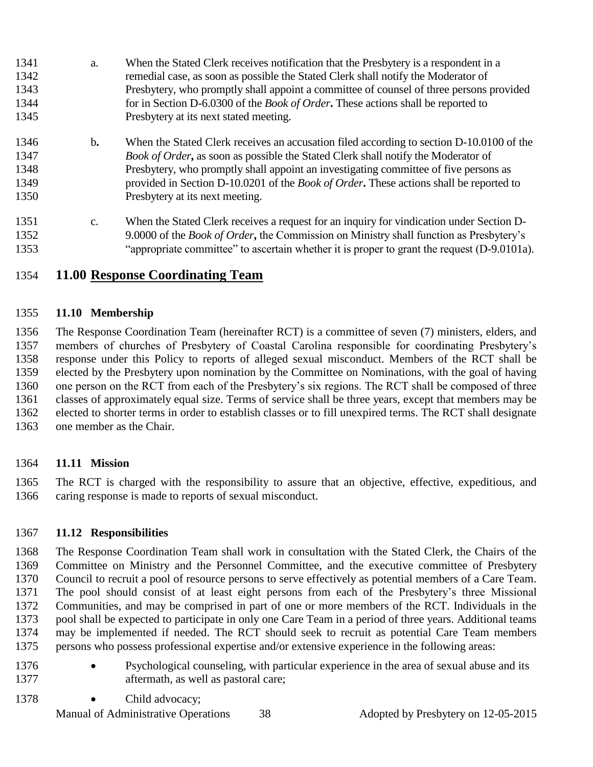a. When the Stated Clerk receives notification that the Presbytery is a respondent in a remedial case, as soon as possible the Stated Clerk shall notify the Moderator of Presbytery, who promptly shall appoint a committee of counsel of three persons provided for in Section D-6.0300 of the *Book of Order***.** These actions shall be reported to Presbytery at its next stated meeting.

b**.** When the Stated Clerk receives an accusation filed according to section D-10.0100 of the *Book of Order***,** as soon as possible the Stated Clerk shall notify the Moderator of Presbytery, who promptly shall appoint an investigating committee of five persons as provided in Section D-10.0201 of the *Book of Order***.** These actions shall be reported to Presbytery at its next meeting.

c. When the Stated Clerk receives a request for an inquiry for vindication under Section D-9.0000 of the *Book of Order***,** the Commission on Ministry shall function as Presbytery's "appropriate committee" to ascertain whether it is proper to grant the request (D-9.0101a).

# 11.00 Response Coordinating Team

### 11.10 Membership

The Response Coordination Team (hereinafter RCT) is a committee of seven (7) ministers, elders, and members of churches of Presbytery of Coastal Carolina responsible for coordinating Presbytery's response under this Policy to reports of alleged sexual misconduct. Members of the RCT shall be elected by the Presbytery upon nomination by the Committee on Nominations, with the goal of having one person on the RCT from each of the Presbytery's six regions. The RCT shall be composed of three classes of approximately equal size. Terms of service shall be three years, except that members may be elected to shorter terms in order to establish classes or to fill unexpired terms. The RCT shall designate one member as the Chair.

### 11.11 Mission

The RCT is charged with the responsibility to assure that an objective, effective, expeditious, and caring response is made to reports of sexual misconduct.

### 11.12 Responsibilities

The Response Coordination Team shall work in consultation with the Stated Clerk, the Chairs of the Committee on Ministry and the Personnel Committee, and the executive committee of Presbytery Council to recruit a pool of resource persons to serve effectively as potential members of a Care Team. The pool should consist of at least eight persons from each of the Presbytery's three Missional Communities, and may be comprised in part of one or more members of the RCT. Individuals in the pool shall be expected to participate in only one Care Team in a period of three years. Additional teams may be implemented if needed. The RCT should seek to recruit as potential Care Team members persons who possess professional expertise and/or extensive experience in the following areas:

- Psychological counseling, with particular experience in the area of sexual abuse and its aftermath, as well as pastoral care;
- Child advocacy;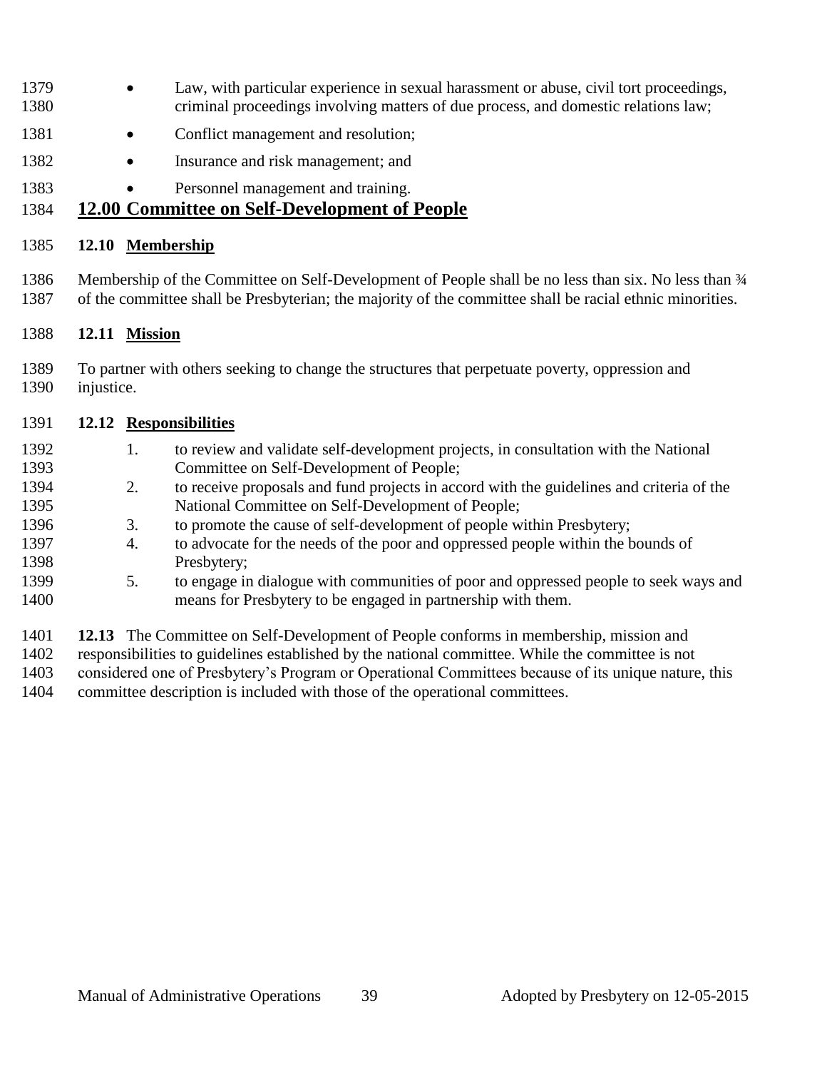- Law, with particular experience in sexual harassment or abuse, civil tort proceedings, criminal proceedings involving matters of due process, and domestic relations law;
- Conflict management and resolution;
- Insurance and risk management; and
- Personnel management and training.

# 12.00 Committee on Self-Development of People

## 12.10 Membership

Membership of the Committee on Self-Development of People shall be no less than six. No less than ¾ of the committee shall be Presbyterian; the majority of the committee shall be racial ethnic minorities.

## 12.11 Mission

To partner with others seeking to change the structures that perpetuate poverty, oppression and injustice.

## 12.12 Responsibilities

1. to review and validate self-development projects, in consultation with the National Committee on Self-Development of People;
2. to receive proposals and fund projects in accord with the guidelines and criteria of the National Committee on Self-Development of People;
3. to promote the cause of self-development of people within Presbytery;
4. to advocate for the needs of the poor and oppressed people within the bounds of Presbytery;
5. to engage in dialogue with communities of poor and oppressed people to seek ways and means for Presbytery to be engaged in partnership with them.

**12.13** The Committee on Self-Development of People conforms in membership, mission and responsibilities to guidelines established by the national committee. While the committee is not considered one of Presbytery's Program or Operational Committees because of its unique nature, this committee description is included with those of the operational committees.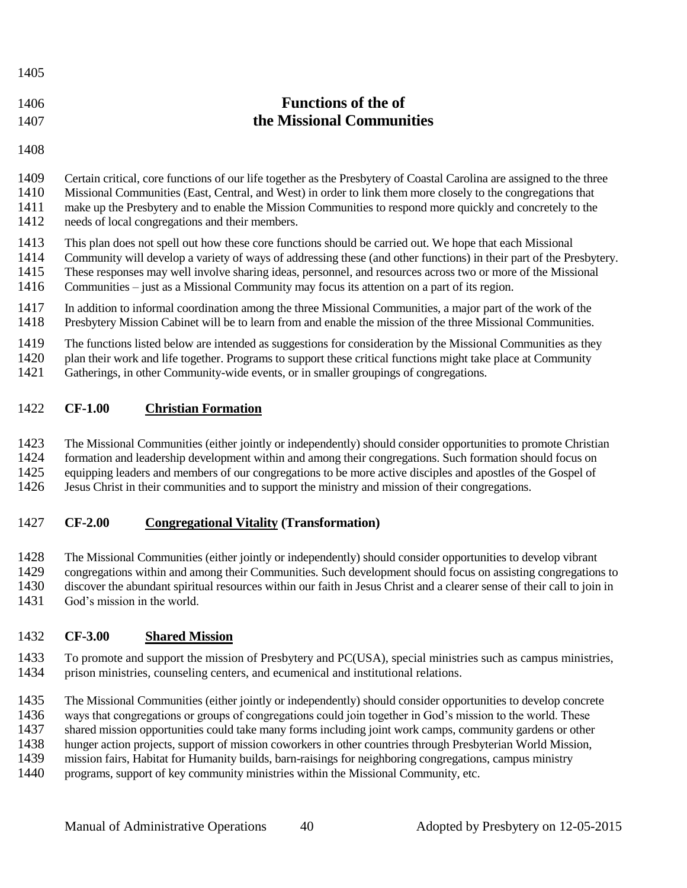# Functions of the of the Missional Communities

Certain critical, core functions of our life together as the Presbytery of Coastal Carolina are assigned to the three Missional Communities (East, Central, and West) in order to link them more closely to the congregations that make up the Presbytery and to enable the Mission Communities to respond more quickly and concretely to the needs of local congregations and their members.

This plan does not spell out how these core functions should be carried out. We hope that each Missional Community will develop a variety of ways of addressing these (and other functions) in their part of the Presbytery. These responses may well involve sharing ideas, personnel, and resources across two or more of the Missional Communities – just as a Missional Community may focus its attention on a part of its region.

In addition to informal coordination among the three Missional Communities, a major part of the work of the Presbytery Mission Cabinet will be to learn from and enable the mission of the three Missional Communities.

The functions listed below are intended as suggestions for consideration by the Missional Communities as they plan their work and life together. Programs to support these critical functions might take place at Community Gatherings, in other Community-wide events, or in smaller groupings of congregations.

## CF-1.00 Christian Formation

The Missional Communities (either jointly or independently) should consider opportunities to promote Christian formation and leadership development within and among their congregations. Such formation should focus on equipping leaders and members of our congregations to be more active disciples and apostles of the Gospel of Jesus Christ in their communities and to support the ministry and mission of their congregations.

## CF-2.00 Congregational Vitality (Transformation)

The Missional Communities (either jointly or independently) should consider opportunities to develop vibrant congregations within and among their Communities. Such development should focus on assisting congregations to discover the abundant spiritual resources within our faith in Jesus Christ and a clearer sense of their call to join in God's mission in the world.

## CF-3.00 Shared Mission

To promote and support the mission of Presbytery and PC(USA), special ministries such as campus ministries, prison ministries, counseling centers, and ecumenical and institutional relations.

The Missional Communities (either jointly or independently) should consider opportunities to develop concrete ways that congregations or groups of congregations could join together in God's mission to the world. These shared mission opportunities could take many forms including joint work camps, community gardens or other hunger action projects, support of mission coworkers in other countries through Presbyterian World Mission, mission fairs, Habitat for Humanity builds, barn-raisings for neighboring congregations, campus ministry programs, support of key community ministries within the Missional Community, etc.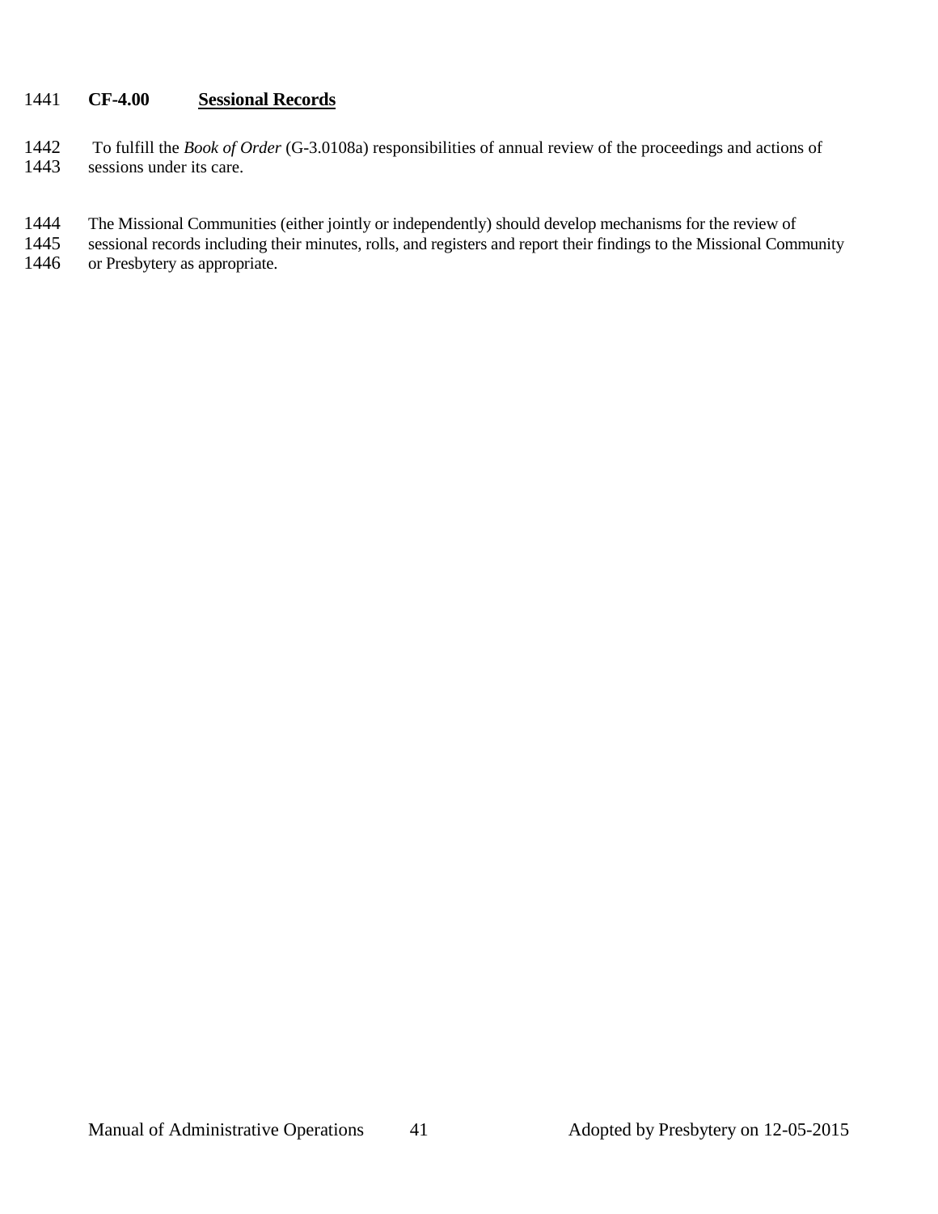## CF-4.00 Sessional Records

To fulfill the *Book of Order* (G-3.0108a) responsibilities of annual review of the proceedings and actions of sessions under its care.

The Missional Communities (either jointly or independently) should develop mechanisms for the review of sessional records including their minutes, rolls, and registers and report their findings to the Missional Community or Presbytery as appropriate.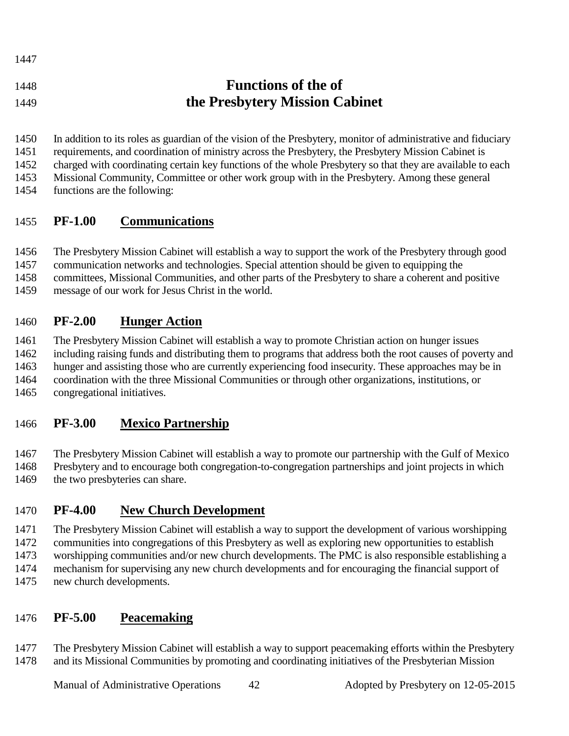# Functions of the of the Presbytery Mission Cabinet

In addition to its roles as guardian of the vision of the Presbytery, monitor of administrative and fiduciary requirements, and coordination of ministry across the Presbytery, the Presbytery Mission Cabinet is charged with coordinating certain key functions of the whole Presbytery so that they are available to each Missional Community, Committee or other work group with in the Presbytery. Among these general functions are the following:

## PF-1.00 Communications

The Presbytery Mission Cabinet will establish a way to support the work of the Presbytery through good communication networks and technologies. Special attention should be given to equipping the committees, Missional Communities, and other parts of the Presbytery to share a coherent and positive message of our work for Jesus Christ in the world.

## PF-2.00 Hunger Action

The Presbytery Mission Cabinet will establish a way to promote Christian action on hunger issues including raising funds and distributing them to programs that address both the root causes of poverty and hunger and assisting those who are currently experiencing food insecurity. These approaches may be in coordination with the three Missional Communities or through other organizations, institutions, or congregational initiatives.

## PF-3.00 Mexico Partnership

The Presbytery Mission Cabinet will establish a way to promote our partnership with the Gulf of Mexico Presbytery and to encourage both congregation-to-congregation partnerships and joint projects in which the two presbyteries can share.

## PF-4.00 New Church Development

The Presbytery Mission Cabinet will establish a way to support the development of various worshipping communities into congregations of this Presbytery as well as exploring new opportunities to establish worshipping communities and/or new church developments. The PMC is also responsible establishing a mechanism for supervising any new church developments and for encouraging the financial support of new church developments.

## PF-5.00 Peacemaking

The Presbytery Mission Cabinet will establish a way to support peacemaking efforts within the Presbytery and its Missional Communities by promoting and coordinating initiatives of the Presbyterian Mission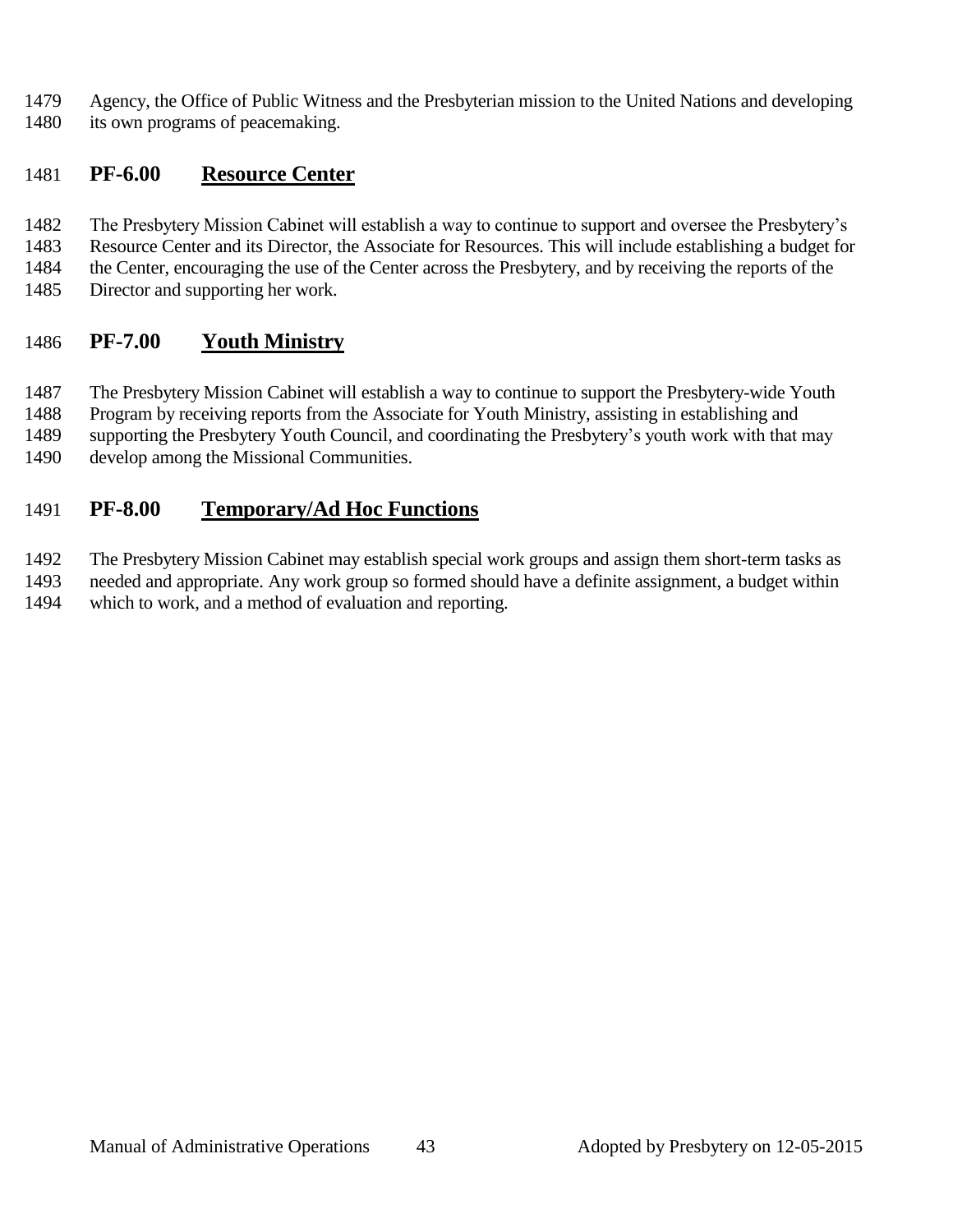Agency, the Office of Public Witness and the Presbyterian mission to the United Nations and developing its own programs of peacemaking.

## **PF-6.00 <u>Resource Center</u>**

The Presbytery Mission Cabinet will establish a way to continue to support and oversee the Presbytery's Resource Center and its Director, the Associate for Resources. This will include establishing a budget for the Center, encouraging the use of the Center across the Presbytery, and by receiving the reports of the Director and supporting her work.

## **PF-7.00 <u>Youth Ministry</u>**

The Presbytery Mission Cabinet will establish a way to continue to support the Presbytery-wide Youth Program by receiving reports from the Associate for Youth Ministry, assisting in establishing and supporting the Presbytery Youth Council, and coordinating the Presbytery's youth work with that may develop among the Missional Communities.

## **PF-8.00 <u>Temporary/Ad Hoc Functions</u>**

The Presbytery Mission Cabinet may establish special work groups and assign them short-term tasks as needed and appropriate. Any work group so formed should have a definite assignment, a budget within which to work, and a method of evaluation and reporting.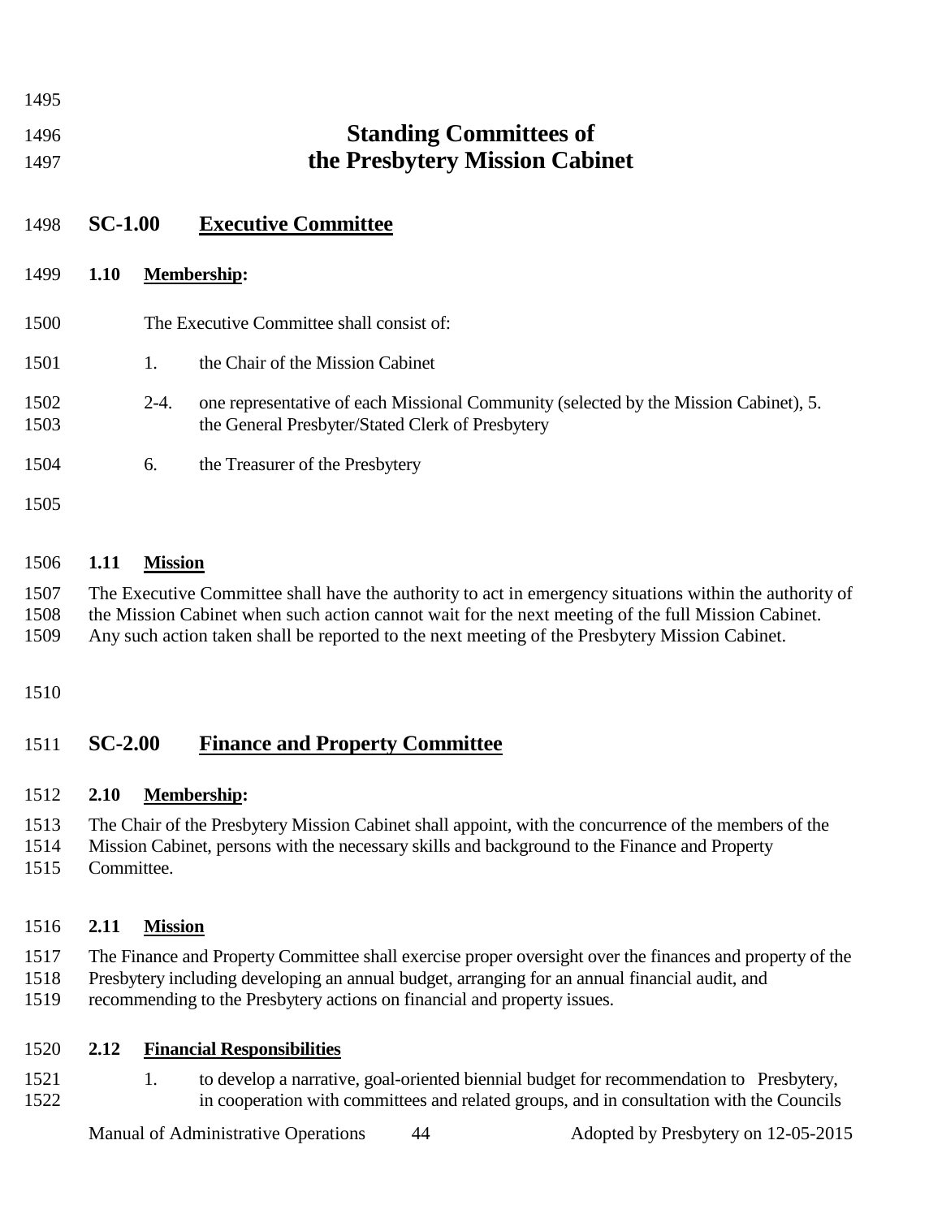# Standing Committees of the Presbytery Mission Cabinet

## SC-1.00 Executive Committee

### 1.10 Membership:

The Executive Committee shall consist of:

1. the Chair of the Mission Cabinet

2-4. one representative of each Missional Community (selected by the Mission Cabinet), 5. the General Presbyter/Stated Clerk of Presbytery

6. the Treasurer of the Presbytery

### 1.11 Mission

The Executive Committee shall have the authority to act in emergency situations within the authority of the Mission Cabinet when such action cannot wait for the next meeting of the full Mission Cabinet. Any such action taken shall be reported to the next meeting of the Presbytery Mission Cabinet.

## SC-2.00 Finance and Property Committee

### 2.10 Membership:

The Chair of the Presbytery Mission Cabinet shall appoint, with the concurrence of the members of the Mission Cabinet, persons with the necessary skills and background to the Finance and Property Committee.

### 2.11 Mission

The Finance and Property Committee shall exercise proper oversight over the finances and property of the Presbytery including developing an annual budget, arranging for an annual financial audit, and recommending to the Presbytery actions on financial and property issues.

### 2.12 Financial Responsibilities

1. to develop a narrative, goal-oriented biennial budget for recommendation to Presbytery, in cooperation with committees and related groups, and in consultation with the Councils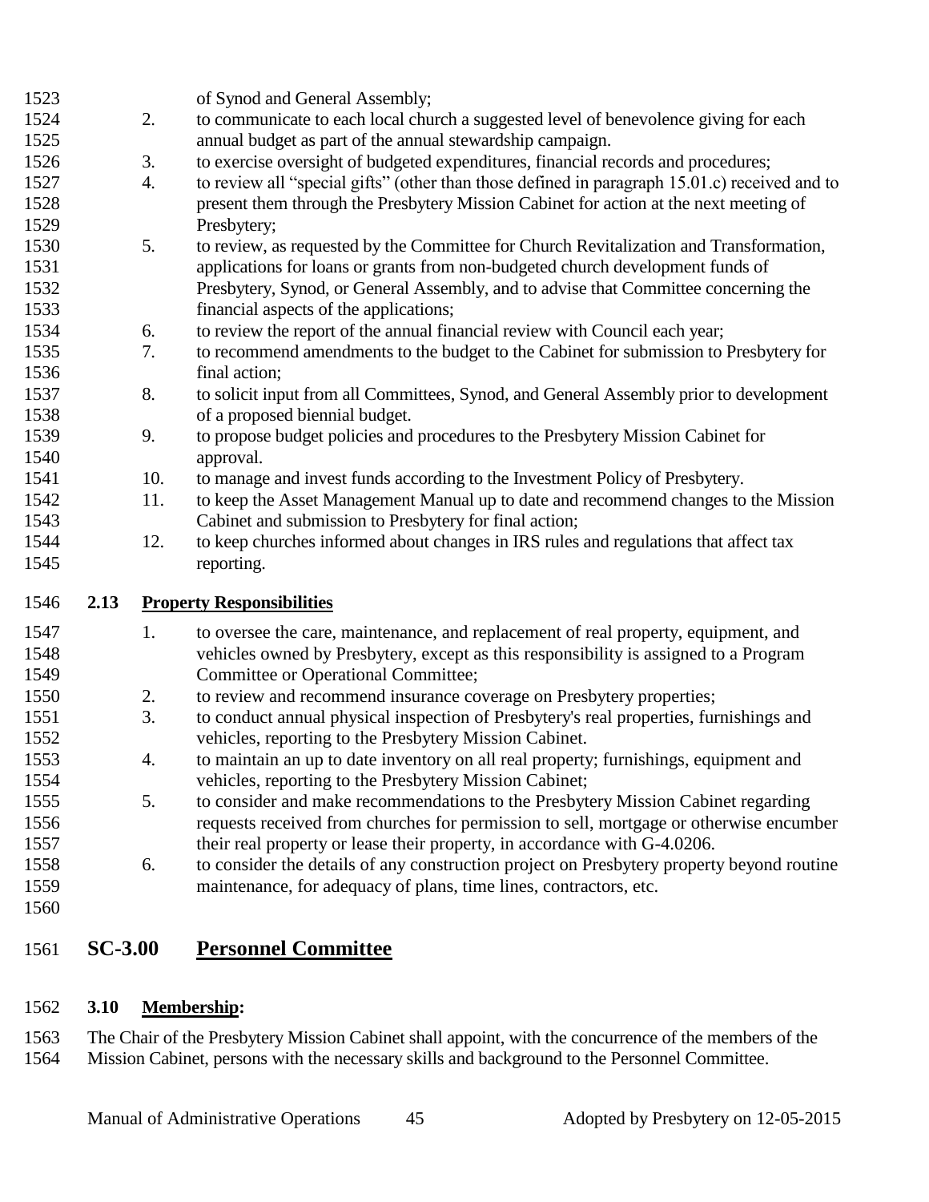of Synod and General Assembly;

2. to communicate to each local church a suggested level of benevolence giving for each annual budget as part of the annual stewardship campaign.
3. to exercise oversight of budgeted expenditures, financial records and procedures;
4. to review all "special gifts" (other than those defined in paragraph 15.01.c) received and to present them through the Presbytery Mission Cabinet for action at the next meeting of Presbytery;
5. to review, as requested by the Committee for Church Revitalization and Transformation, applications for loans or grants from non-budgeted church development funds of Presbytery, Synod, or General Assembly, and to advise that Committee concerning the financial aspects of the applications;
6. to review the report of the annual financial review with Council each year;
7. to recommend amendments to the budget to the Cabinet for submission to Presbytery for final action;
8. to solicit input from all Committees, Synod, and General Assembly prior to development of a proposed biennial budget.
9. to propose budget policies and procedures to the Presbytery Mission Cabinet for approval.
10. to manage and invest funds according to the Investment Policy of Presbytery.
11. to keep the Asset Management Manual up to date and recommend changes to the Mission Cabinet and submission to Presbytery for final action;
12. to keep churches informed about changes in IRS rules and regulations that affect tax reporting.

### 2.13 Property Responsibilities

1. to oversee the care, maintenance, and replacement of real property, equipment, and vehicles owned by Presbytery, except as this responsibility is assigned to a Program Committee or Operational Committee;
2. to review and recommend insurance coverage on Presbytery properties;
3. to conduct annual physical inspection of Presbytery's real properties, furnishings and vehicles, reporting to the Presbytery Mission Cabinet.
4. to maintain an up to date inventory on all real property; furnishings, equipment and vehicles, reporting to the Presbytery Mission Cabinet;
5. to consider and make recommendations to the Presbytery Mission Cabinet regarding requests received from churches for permission to sell, mortgage or otherwise encumber their real property or lease their property, in accordance with G-4.0206.
6. to consider the details of any construction project on Presbytery property beyond routine maintenance, for adequacy of plans, time lines, contractors, etc.

## SC-3.00 Personnel Committee

### 3.10 Membership:

The Chair of the Presbytery Mission Cabinet shall appoint, with the concurrence of the members of the Mission Cabinet, persons with the necessary skills and background to the Personnel Committee.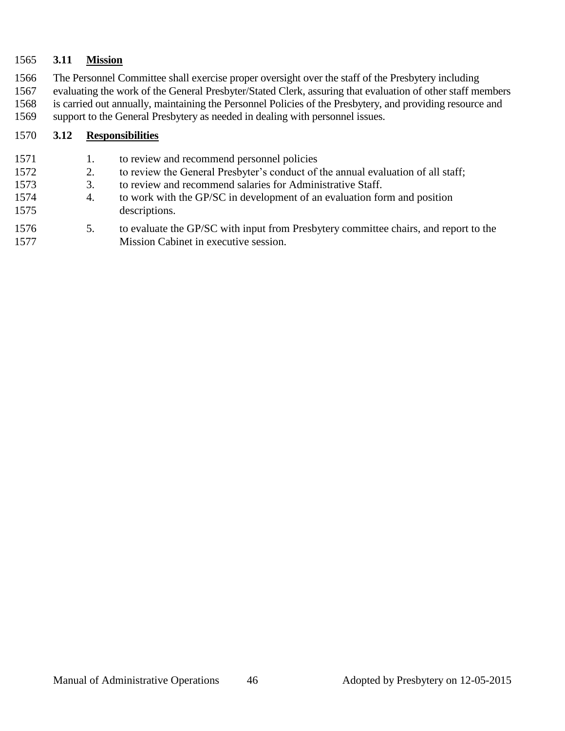### 3.11 Mission

The Personnel Committee shall exercise proper oversight over the staff of the Presbytery including evaluating the work of the General Presbyter/Stated Clerk, assuring that evaluation of other staff members is carried out annually, maintaining the Personnel Policies of the Presbytery, and providing resource and support to the General Presbytery as needed in dealing with personnel issues.

### 3.12 Responsibilities

1. to review and recommend personnel policies
2. to review the General Presbyter's conduct of the annual evaluation of all staff;
3. to review and recommend salaries for Administrative Staff.
4. to work with the GP/SC in development of an evaluation form and position descriptions.
5. to evaluate the GP/SC with input from Presbytery committee chairs, and report to the Mission Cabinet in executive session.